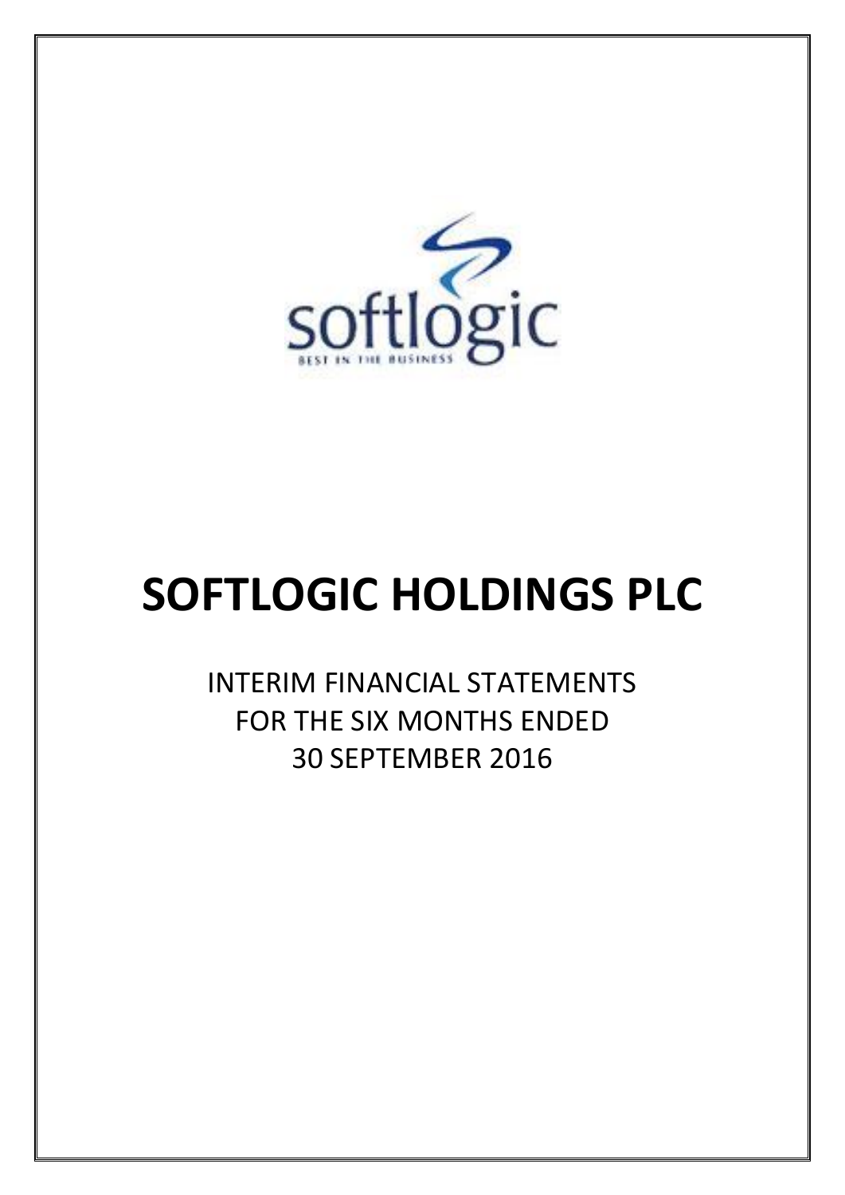softlogic

BEST IN THE BUSINESS

# SOFTLOGIC HOLDINGS PLC

INTERIM FINANCIAL STATEMENTS
FOR THE SIX MONTHS ENDED
30 SEPTEMBER 2016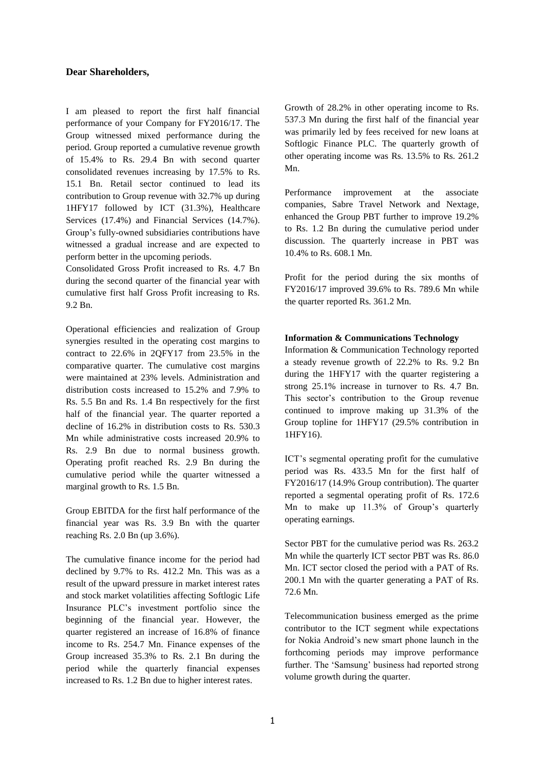**Dear Shareholders,**

I am pleased to report the first half financial performance of your Company for FY2016/17. The Group witnessed mixed performance during the period. Group reported a cumulative revenue growth of 15.4% to Rs. 29.4 Bn with second quarter consolidated revenues increasing by 17.5% to Rs. 15.1 Bn. Retail sector continued to lead its contribution to Group revenue with 32.7% up during 1HFY17 followed by ICT (31.3%), Healthcare Services (17.4%) and Financial Services (14.7%). Group's fully-owned subsidiaries contributions have witnessed a gradual increase and are expected to perform better in the upcoming periods.

Consolidated Gross Profit increased to Rs. 4.7 Bn during the second quarter of the financial year with cumulative first half Gross Profit increasing to Rs. 9.2 Bn.

Operational efficiencies and realization of Group synergies resulted in the operating cost margins to contract to 22.6% in 2QFY17 from 23.5% in the comparative quarter. The cumulative cost margins were maintained at 23% levels. Administration and distribution costs increased to 15.2% and 7.9% to Rs. 5.5 Bn and Rs. 1.4 Bn respectively for the first half of the financial year. The quarter reported a decline of 16.2% in distribution costs to Rs. 530.3 Mn while administrative costs increased 20.9% to Rs. 2.9 Bn due to normal business growth. Operating profit reached Rs. 2.9 Bn during the cumulative period while the quarter witnessed a marginal growth to Rs. 1.5 Bn.

Group EBITDA for the first half performance of the financial year was Rs. 3.9 Bn with the quarter reaching Rs. 2.0 Bn (up 3.6%).

The cumulative finance income for the period had declined by 9.7% to Rs. 412.2 Mn. This was as a result of the upward pressure in market interest rates and stock market volatilities affecting Softlogic Life Insurance PLC's investment portfolio since the beginning of the financial year. However, the quarter registered an increase of 16.8% of finance income to Rs. 254.7 Mn. Finance expenses of the Group increased 35.3% to Rs. 2.1 Bn during the period while the quarterly financial expenses increased to Rs. 1.2 Bn due to higher interest rates.

Growth of 28.2% in other operating income to Rs. 537.3 Mn during the first half of the financial year was primarily led by fees received for new loans at Softlogic Finance PLC. The quarterly growth of other operating income was Rs. 13.5% to Rs. 261.2 Mn.

Performance improvement at the associate companies, Sabre Travel Network and Nextage, enhanced the Group PBT further to improve 19.2% to Rs. 1.2 Bn during the cumulative period under discussion. The quarterly increase in PBT was 10.4% to Rs. 608.1 Mn.

Profit for the period during the six months of FY2016/17 improved 39.6% to Rs. 789.6 Mn while the quarter reported Rs. 361.2 Mn.

**Information & Communications Technology**

Information & Communication Technology reported a steady revenue growth of 22.2% to Rs. 9.2 Bn during the 1HFY17 with the quarter registering a strong 25.1% increase in turnover to Rs. 4.7 Bn. This sector's contribution to the Group revenue continued to improve making up 31.3% of the Group topline for 1HFY17 (29.5% contribution in 1HFY16).

ICT's segmental operating profit for the cumulative period was Rs. 433.5 Mn for the first half of FY2016/17 (14.9% Group contribution). The quarter reported a segmental operating profit of Rs. 172.6 Mn to make up 11.3% of Group's quarterly operating earnings.

Sector PBT for the cumulative period was Rs. 263.2 Mn while the quarterly ICT sector PBT was Rs. 86.0 Mn. ICT sector closed the period with a PAT of Rs. 200.1 Mn with the quarter generating a PAT of Rs. 72.6 Mn.

Telecommunication business emerged as the prime contributor to the ICT segment while expectations for Nokia Android's new smart phone launch in the forthcoming periods may improve performance further. The 'Samsung' business had reported strong volume growth during the quarter.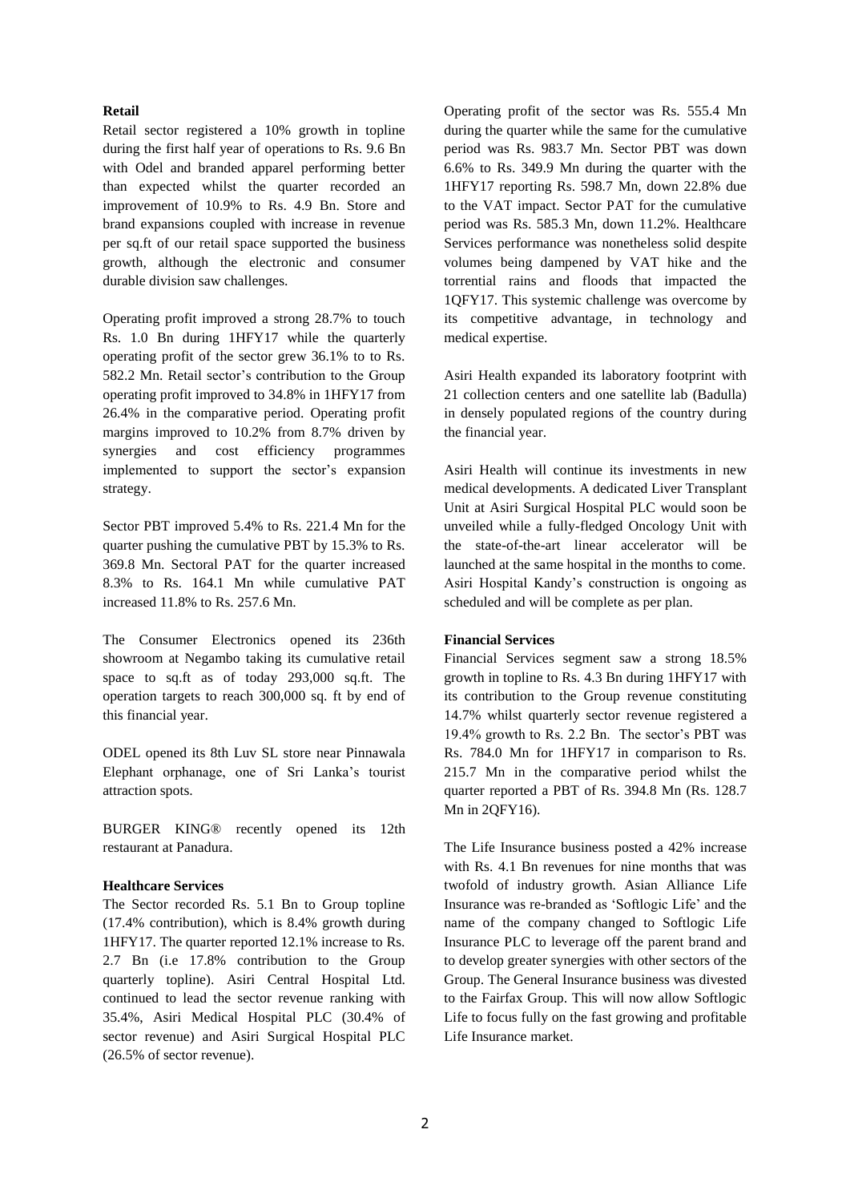### Retail

Retail sector registered a 10% growth in topline during the first half year of operations to Rs. 9.6 Bn with Odel and branded apparel performing better than expected whilst the quarter recorded an improvement of 10.9% to Rs. 4.9 Bn. Store and brand expansions coupled with increase in revenue per sq.ft of our retail space supported the business growth, although the electronic and consumer durable division saw challenges.

Operating profit improved a strong 28.7% to touch Rs. 1.0 Bn during 1HFY17 while the quarterly operating profit of the sector grew 36.1% to to Rs. 582.2 Mn. Retail sector's contribution to the Group operating profit improved to 34.8% in 1HFY17 from 26.4% in the comparative period. Operating profit margins improved to 10.2% from 8.7% driven by synergies and cost efficiency programmes implemented to support the sector's expansion strategy.

Sector PBT improved 5.4% to Rs. 221.4 Mn for the quarter pushing the cumulative PBT by 15.3% to Rs. 369.8 Mn. Sectoral PAT for the quarter increased 8.3% to Rs. 164.1 Mn while cumulative PAT increased 11.8% to Rs. 257.6 Mn.

The Consumer Electronics opened its 236th showroom at Negambo taking its cumulative retail space to sq.ft as of today 293,000 sq.ft. The operation targets to reach 300,000 sq. ft by end of this financial year.

ODEL opened its 8th Luv SL store near Pinnawala Elephant orphanage, one of Sri Lanka's tourist attraction spots.

BURGER KING® recently opened its 12th restaurant at Panadura.

### Healthcare Services

The Sector recorded Rs. 5.1 Bn to Group topline (17.4% contribution), which is 8.4% growth during 1HFY17. The quarter reported 12.1% increase to Rs. 2.7 Bn (i.e 17.8% contribution to the Group quarterly topline). Asiri Central Hospital Ltd. continued to lead the sector revenue ranking with 35.4%, Asiri Medical Hospital PLC (30.4% of sector revenue) and Asiri Surgical Hospital PLC (26.5% of sector revenue).

Operating profit of the sector was Rs. 555.4 Mn during the quarter while the same for the cumulative period was Rs. 983.7 Mn. Sector PBT was down 6.6% to Rs. 349.9 Mn during the quarter with the 1HFY17 reporting Rs. 598.7 Mn, down 22.8% due to the VAT impact. Sector PAT for the cumulative period was Rs. 585.3 Mn, down 11.2%. Healthcare Services performance was nonetheless solid despite volumes being dampened by VAT hike and the torrential rains and floods that impacted the 1QFY17. This systemic challenge was overcome by its competitive advantage, in technology and medical expertise.

Asiri Health expanded its laboratory footprint with 21 collection centers and one satellite lab (Badulla) in densely populated regions of the country during the financial year.

Asiri Health will continue its investments in new medical developments. A dedicated Liver Transplant Unit at Asiri Surgical Hospital PLC would soon be unveiled while a fully-fledged Oncology Unit with the state-of-the-art linear accelerator will be launched at the same hospital in the months to come. Asiri Hospital Kandy's construction is ongoing as scheduled and will be complete as per plan.

### Financial Services

Financial Services segment saw a strong 18.5% growth in topline to Rs. 4.3 Bn during 1HFY17 with its contribution to the Group revenue constituting 14.7% whilst quarterly sector revenue registered a 19.4% growth to Rs. 2.2 Bn. The sector's PBT was Rs. 784.0 Mn for 1HFY17 in comparison to Rs. 215.7 Mn in the comparative period whilst the quarter reported a PBT of Rs. 394.8 Mn (Rs. 128.7 Mn in 2QFY16).

The Life Insurance business posted a 42% increase with Rs. 4.1 Bn revenues for nine months that was twofold of industry growth. Asian Alliance Life Insurance was re-branded as 'Softlogic Life' and the name of the company changed to Softlogic Life Insurance PLC to leverage off the parent brand and to develop greater synergies with other sectors of the Group. The General Insurance business was divested to the Fairfax Group. This will now allow Softlogic Life to focus fully on the fast growing and profitable Life Insurance market.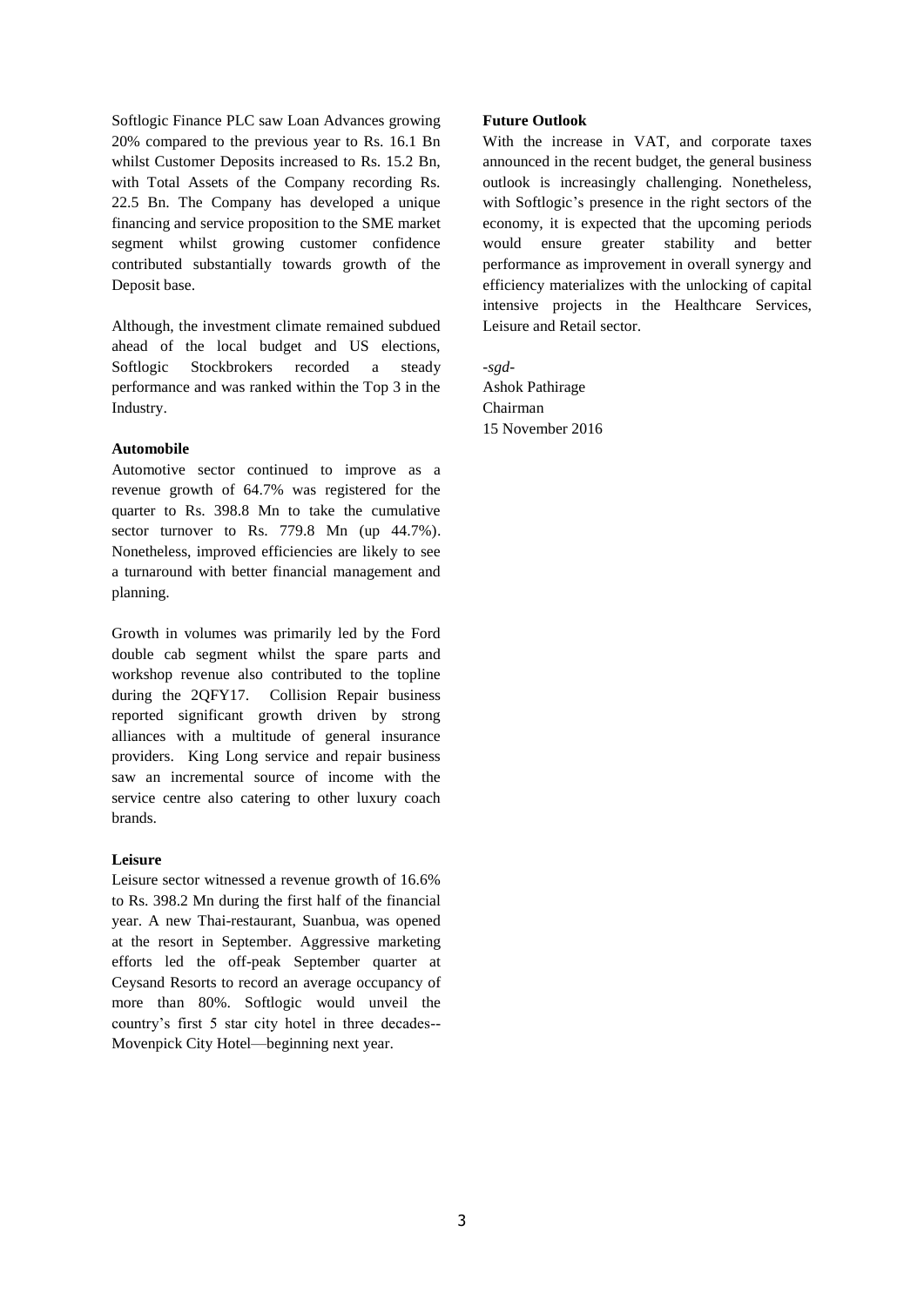Softlogic Finance PLC saw Loan Advances growing 20% compared to the previous year to Rs. 16.1 Bn whilst Customer Deposits increased to Rs. 15.2 Bn, with Total Assets of the Company recording Rs. 22.5 Bn. The Company has developed a unique financing and service proposition to the SME market segment whilst growing customer confidence contributed substantially towards growth of the Deposit base.

Although, the investment climate remained subdued ahead of the local budget and US elections, Softlogic Stockbrokers recorded a steady performance and was ranked within the Top 3 in the Industry.

**Automobile**

Automotive sector continued to improve as a revenue growth of 64.7% was registered for the quarter to Rs. 398.8 Mn to take the cumulative sector turnover to Rs. 779.8 Mn (up 44.7%). Nonetheless, improved efficiencies are likely to see a turnaround with better financial management and planning.

Growth in volumes was primarily led by the Ford double cab segment whilst the spare parts and workshop revenue also contributed to the topline during the 2QFY17. Collision Repair business reported significant growth driven by strong alliances with a multitude of general insurance providers. King Long service and repair business saw an incremental source of income with the service centre also catering to other luxury coach brands.

**Leisure**

Leisure sector witnessed a revenue growth of 16.6% to Rs. 398.2 Mn during the first half of the financial year. A new Thai-restaurant, Suanbua, was opened at the resort in September. Aggressive marketing efforts led the off-peak September quarter at Ceysand Resorts to record an average occupancy of more than 80%. Softlogic would unveil the country's first 5 star city hotel in three decades--Movenpick City Hotel—beginning next year.

**Future Outlook**

With the increase in VAT, and corporate taxes announced in the recent budget, the general business outlook is increasingly challenging. Nonetheless, with Softlogic's presence in the right sectors of the economy, it is expected that the upcoming periods would ensure greater stability and better performance as improvement in overall synergy and efficiency materializes with the unlocking of capital intensive projects in the Healthcare Services, Leisure and Retail sector.

*-sgd-*
Ashok Pathirage
Chairman
15 November 2016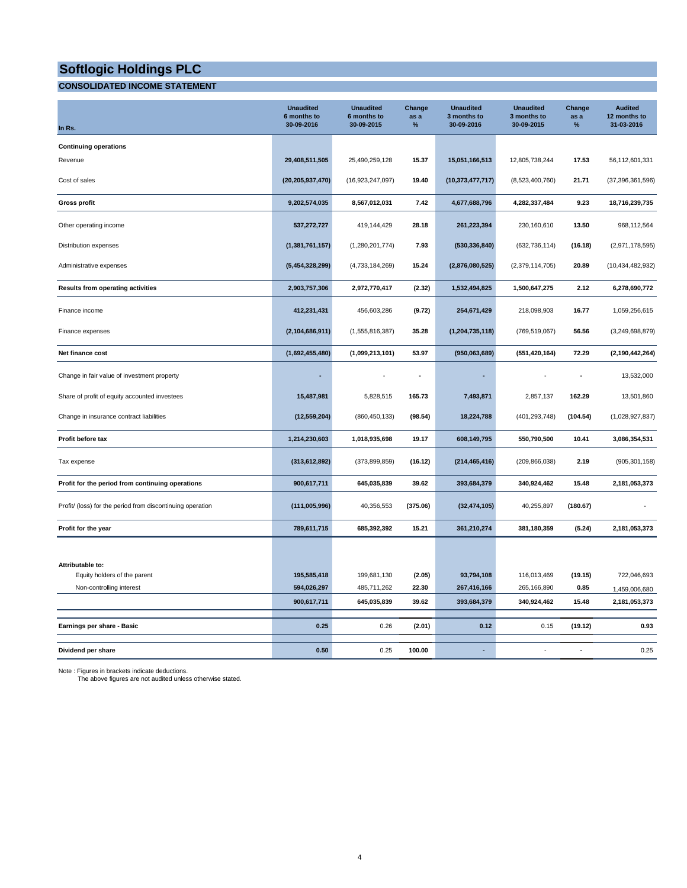# Softlogic Holdings PLC

## CONSOLIDATED INCOME STATEMENT

| In Rs. | Unaudited 6 months to 30-09-2016 | Unaudited 6 months to 30-09-2015 | Change as a % | Unaudited 3 months to 30-09-2016 | Unaudited 3 months to 30-09-2015 | Change as a % | Audited 12 months to 31-03-2016 |
|---|---|---|---|---|---|---|---|
| **Continuing operations** | | | | | | | |
| Revenue | **29,408,511,505** | 25,490,259,128 | **15.37** | **15,051,166,513** | 12,805,738,244 | **17.53** | 56,112,601,331 |
| Cost of sales | **(20,205,937,470)** | (16,923,247,097) | **19.40** | **(10,373,477,717)** | (8,523,400,760) | **21.71** | (37,396,361,596) |
| **Gross profit** | **9,202,574,035** | **8,567,012,031** | **7.42** | **4,677,688,796** | **4,282,337,484** | **9.23** | **18,716,239,735** |
| Other operating income | **537,272,727** | 419,144,429 | **28.18** | **261,223,394** | 230,160,610 | **13.50** | 968,112,564 |
| Distribution expenses | **(1,381,761,157)** | (1,280,201,774) | **7.93** | **(530,336,840)** | (632,736,114) | **(16.18)** | (2,971,178,595) |
| Administrative expenses | **(5,454,328,299)** | (4,733,184,269) | **15.24** | **(2,876,080,525)** | (2,379,114,705) | **20.89** | (10,434,482,932) |
| **Results from operating activities** | **2,903,757,306** | **2,972,770,417** | **(2.32)** | **1,532,494,825** | **1,500,647,275** | **2.12** | **6,278,690,772** |
| Finance income | **412,231,431** | 456,603,286 | **(9.72)** | **254,671,429** | 218,098,903 | **16.77** | 1,059,256,615 |
| Finance expenses | **(2,104,686,911)** | (1,555,816,387) | **35.28** | **(1,204,735,118)** | (769,519,067) | **56.56** | (3,249,698,879) |
| **Net finance cost** | **(1,692,455,480)** | **(1,099,213,101)** | **53.97** | **(950,063,689)** | **(551,420,164)** | **72.29** | **(2,190,442,264)** |
| Change in fair value of investment property | **-** | - | **-** | **-** | - | **-** | 13,532,000 |
| Share of profit of equity accounted investees | **15,487,981** | 5,828,515 | **165.73** | **7,493,871** | 2,857,137 | **162.29** | 13,501,860 |
| Change in insurance contract liabilities | **(12,559,204)** | (860,450,133) | **(98.54)** | **18,224,788** | (401,293,748) | **(104.54)** | (1,028,927,837) |
| **Profit before tax** | **1,214,230,603** | **1,018,935,698** | **19.17** | **608,149,795** | **550,790,500** | **10.41** | **3,086,354,531** |
| Tax expense | **(313,612,892)** | (373,899,859) | **(16.12)** | **(214,465,416)** | (209,866,038) | **2.19** | (905,301,158) |
| **Profit for the period from continuing operations** | **900,617,711** | **645,035,839** | **39.62** | **393,684,379** | **340,924,462** | **15.48** | **2,181,053,373** |
| Profit/ (loss) for the period from discontinuing operation | **(111,005,996)** | 40,356,553 | **(375.06)** | **(32,474,105)** | 40,255,897 | **(180.67)** | - |
| **Profit for the year** | **789,611,715** | **685,392,392** | **15.21** | **361,210,274** | **381,180,359** | **(5.24)** | **2,181,053,373** |
| **Attributable to:** | | | | | | | |
| Equity holders of the parent | **195,585,418** | 199,681,130 | **(2.05)** | **93,794,108** | 116,013,469 | **(19.15)** | 722,046,693 |
| Non-controlling interest | **594,026,297** | 485,711,262 | **22.30** | **267,416,166** | 265,166,890 | **0.85** | 1,459,006,680 |
| | **900,617,711** | **645,035,839** | **39.62** | **393,684,379** | **340,924,462** | **15.48** | **2,181,053,373** |
| **Earnings per share - Basic** | **0.25** | 0.26 | **(2.01)** | **0.12** | 0.15 | **(19.12)** | **0.93** |
| **Dividend per share** | **0.50** | 0.25 | **100.00** | **-** | - | **-** | 0.25 |

Note : Figures in brackets indicate deductions.
The above figures are not audited unless otherwise stated.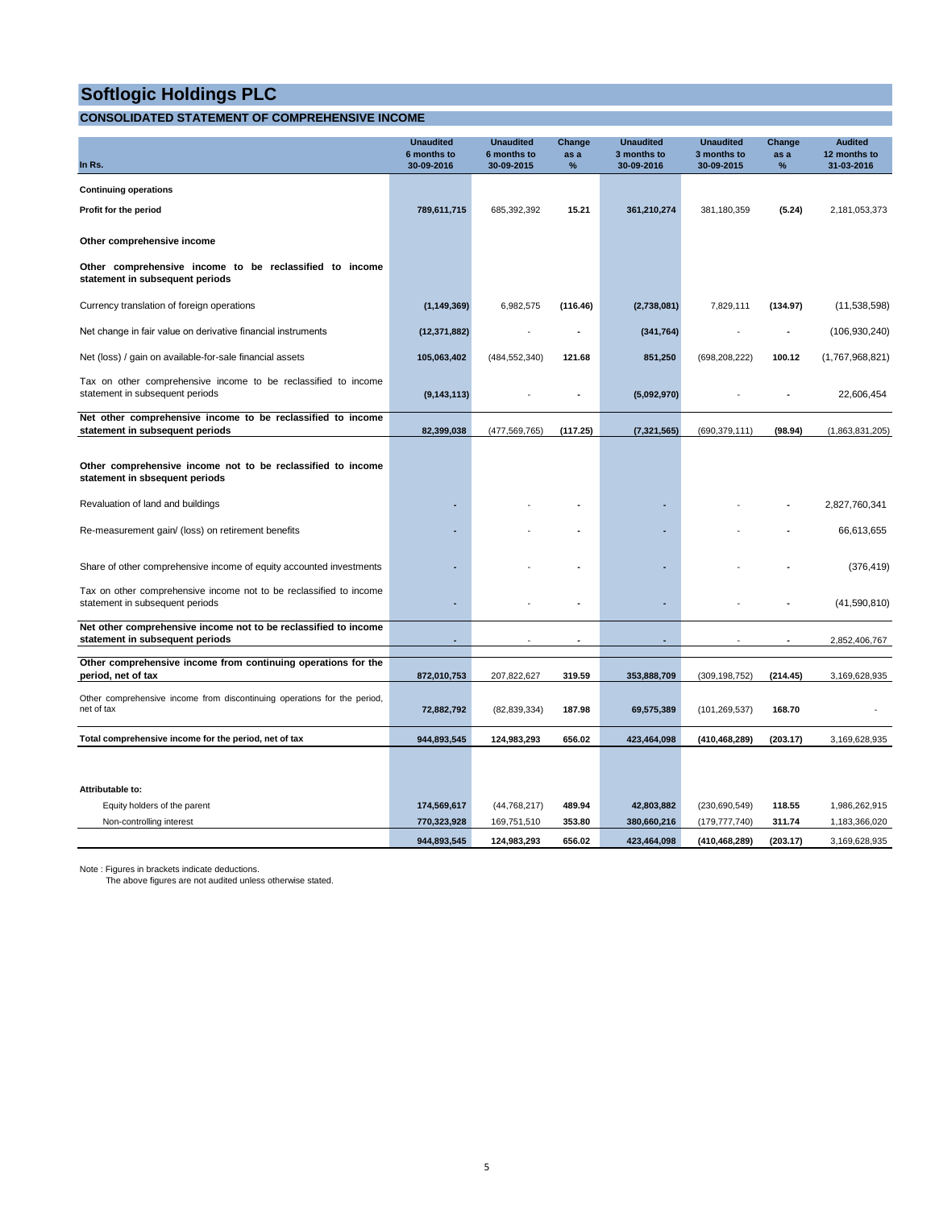# Softlogic Holdings PLC

## CONSOLIDATED STATEMENT OF COMPREHENSIVE INCOME

| In Rs. | Unaudited 6 months to 30-09-2016 | Unaudited 6 months to 30-09-2015 | Change as a % | Unaudited 3 months to 30-09-2016 | Unaudited 3 months to 30-09-2015 | Change as a % | Audited 12 months to 31-03-2016 |
|---|---|---|---|---|---|---|---|
| **Continuing operations** | | | | | | | |
| **Profit for the period** | **789,611,715** | 685,392,392 | **15.21** | **361,210,274** | 381,180,359 | **(5.24)** | 2,181,053,373 |
| **Other comprehensive income** | | | | | | | |
| **Other comprehensive income to be reclassified to income statement in subsequent periods** | | | | | | | |
| Currency translation of foreign operations | **(1,149,369)** | 6,982,575 | **(116.46)** | **(2,738,081)** | 7,829,111 | **(134.97)** | (11,538,598) |
| Net change in fair value on derivative financial instruments | **(12,371,882)** | - | **-** | **(341,764)** | - | **-** | (106,930,240) |
| Net (loss) / gain on available-for-sale financial assets | **105,063,402** | (484,552,340) | **121.68** | **851,250** | (698,208,222) | **100.12** | (1,767,968,821) |
| Tax on other comprehensive income to be reclassified to income statement in subsequent periods | **(9,143,113)** | - | **-** | **(5,092,970)** | - | **-** | 22,606,454 |
| **Net other comprehensive income to be reclassified to income statement in subsequent periods** | **82,399,038** | (477,569,765) | **(117.25)** | **(7,321,565)** | (690,379,111) | **(98.94)** | (1,863,831,205) |
| **Other comprehensive income not to be reclassified to income statement in sbsequent periods** | | | | | | | |
| Revaluation of land and buildings | **-** | - | **-** | **-** | - | **-** | 2,827,760,341 |
| Re-measurement gain/ (loss) on retirement benefits | **-** | - | **-** | **-** | - | **-** | 66,613,655 |
| Share of other comprehensive income of equity accounted investments | **-** | - | **-** | **-** | - | **-** | (376,419) |
| Tax on other comprehensive income not to be reclassified to income statement in subsequent periods | **-** | - | **-** | **-** | - | **-** | (41,590,810) |
| **Net other comprehensive income not to be reclassified to income statement in subsequent periods** | **-** | - | **-** | **-** | - | **-** | 2,852,406,767 |
| **Other comprehensive income from continuing operations for the period, net of tax** | **872,010,753** | 207,822,627 | **319.59** | **353,888,709** | (309,198,752) | **(214.45)** | 3,169,628,935 |
| Other comprehensive income from discontinuing operations for the period, net of tax | **72,882,792** | (82,839,334) | **187.98** | **69,575,389** | (101,269,537) | **168.70** | - |
| **Total comprehensive income for the period, net of tax** | **944,893,545** | **124,983,293** | **656.02** | **423,464,098** | **(410,468,289)** | **(203.17)** | 3,169,628,935 |
| **Attributable to:** | | | | | | | |
| Equity holders of the parent | **174,569,617** | (44,768,217) | **489.94** | **42,803,882** | (230,690,549) | **118.55** | 1,986,262,915 |
| Non-controlling interest | **770,323,928** | 169,751,510 | **353.80** | **380,660,216** | (179,777,740) | **311.74** | 1,183,366,020 |
| | **944,893,545** | **124,983,293** | **656.02** | **423,464,098** | **(410,468,289)** | **(203.17)** | 3,169,628,935 |

Note : Figures in brackets indicate deductions.
The above figures are not audited unless otherwise stated.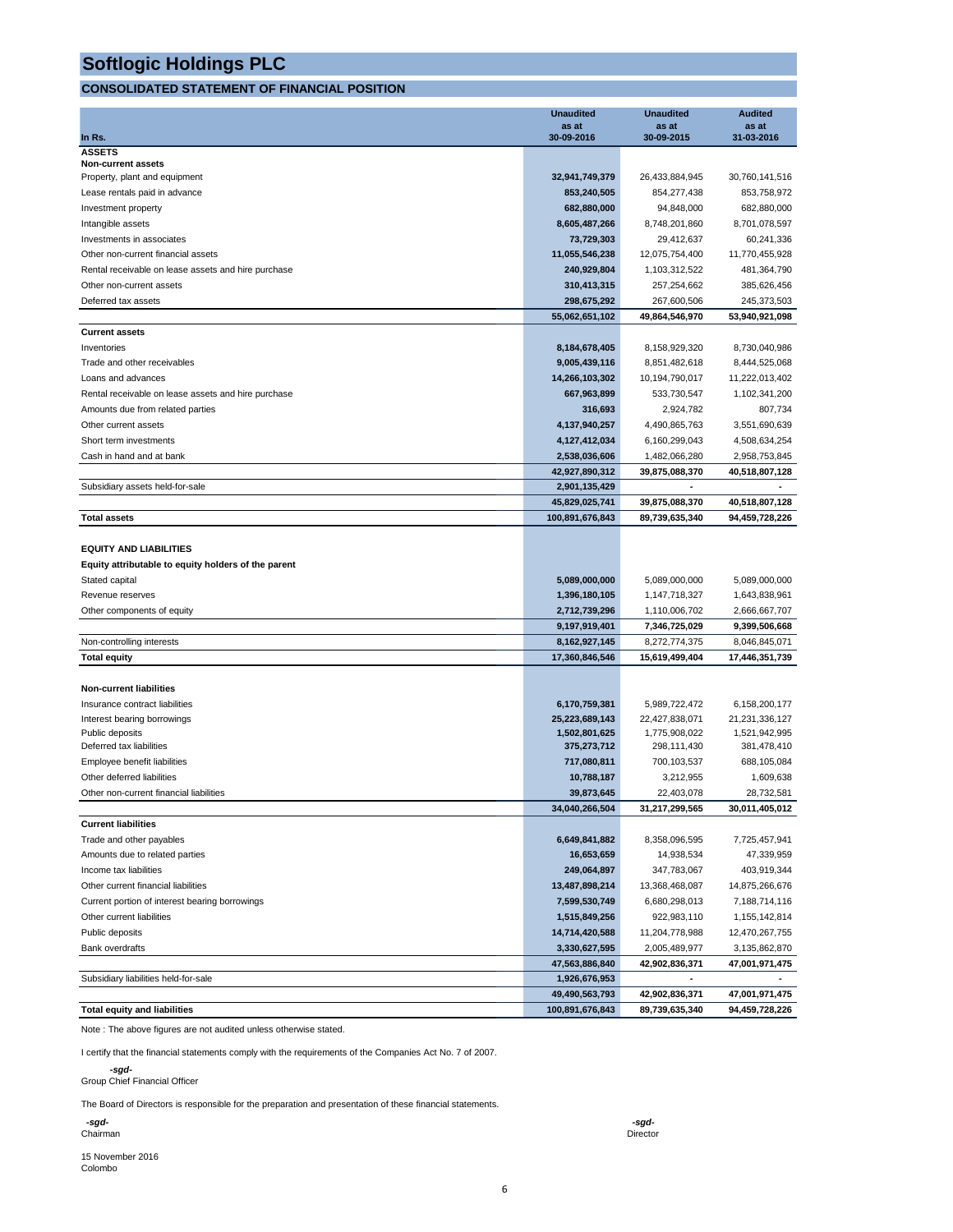# Softlogic Holdings PLC

## CONSOLIDATED STATEMENT OF FINANCIAL POSITION

| In Rs. | Unaudited as at 30-09-2016 | Unaudited as at 30-09-2015 | Audited as at 31-03-2016 |
|---|---|---|---|
| **ASSETS** | | | |
| **Non-current assets** | | | |
| Property, plant and equipment | **32,941,749,379** | 26,433,884,945 | 30,760,141,516 |
| Lease rentals paid in advance | **853,240,505** | 854,277,438 | 853,758,972 |
| Investment property | **682,880,000** | 94,848,000 | 682,880,000 |
| Intangible assets | **8,605,487,266** | 8,748,201,860 | 8,701,078,597 |
| Investments in associates | **73,729,303** | 29,412,637 | 60,241,336 |
| Other non-current financial assets | **11,055,546,238** | 12,075,754,400 | 11,770,455,928 |
| Rental receivable on lease assets and hire purchase | **240,929,804** | 1,103,312,522 | 481,364,790 |
| Other non-current assets | **310,413,315** | 257,254,662 | 385,626,456 |
| Deferred tax assets | **298,675,292** | 267,600,506 | 245,373,503 |
| | **55,062,651,102** | **49,864,546,970** | **53,940,921,098** |
| **Current assets** | | | |
| Inventories | **8,184,678,405** | 8,158,929,320 | 8,730,040,986 |
| Trade and other receivables | **9,005,439,116** | 8,851,482,618 | 8,444,525,068 |
| Loans and advances | **14,266,103,302** | 10,194,790,017 | 11,222,013,402 |
| Rental receivable on lease assets and hire purchase | **667,963,899** | 533,730,547 | 1,102,341,200 |
| Amounts due from related parties | **316,693** | 2,924,782 | 807,734 |
| Other current assets | **4,137,940,257** | 4,490,865,763 | 3,551,690,639 |
| Short term investments | **4,127,412,034** | 6,160,299,043 | 4,508,634,254 |
| Cash in hand and at bank | **2,538,036,606** | 1,482,066,280 | 2,958,753,845 |
| | **42,927,890,312** | **39,875,088,370** | **40,518,807,128** |
| Subsidiary assets held-for-sale | **2,901,135,429** | - | - |
| | **45,829,025,741** | **39,875,088,370** | **40,518,807,128** |
| **Total assets** | **100,891,676,843** | **89,739,635,340** | **94,459,728,226** |
| | | | |
| **EQUITY AND LIABILITIES** | | | |
| **Equity attributable to equity holders of the parent** | | | |
| Stated capital | **5,089,000,000** | 5,089,000,000 | 5,089,000,000 |
| Revenue reserves | **1,396,180,105** | 1,147,718,327 | 1,643,838,961 |
| Other components of equity | **2,712,739,296** | 1,110,006,702 | 2,666,667,707 |
| | **9,197,919,401** | **7,346,725,029** | **9,399,506,668** |
| Non-controlling interests | **8,162,927,145** | 8,272,774,375 | 8,046,845,071 |
| **Total equity** | **17,360,846,546** | **15,619,499,404** | **17,446,351,739** |
| | | | |
| **Non-current liabilities** | | | |
| Insurance contract liabilities | **6,170,759,381** | 5,989,722,472 | 6,158,200,177 |
| Interest bearing borrowings | **25,223,689,143** | 22,427,838,071 | 21,231,336,127 |
| Public deposits | **1,502,801,625** | 1,775,908,022 | 1,521,942,995 |
| Deferred tax liabilities | **375,273,712** | 298,111,430 | 381,478,410 |
| Employee benefit liabilities | **717,080,811** | 700,103,537 | 688,105,084 |
| Other deferred liabilities | **10,788,187** | 3,212,955 | 1,609,638 |
| Other non-current financial liabilities | **39,873,645** | 22,403,078 | 28,732,581 |
| | **34,040,266,504** | **31,217,299,565** | **30,011,405,012** |
| **Current liabilities** | | | |
| Trade and other payables | **6,649,841,882** | 8,358,096,595 | 7,725,457,941 |
| Amounts due to related parties | **16,653,659** | 14,938,534 | 47,339,959 |
| Income tax liabilities | **249,064,897** | 347,783,067 | 403,919,344 |
| Other current financial liabilities | **13,487,898,214** | 13,368,468,087 | 14,875,266,676 |
| Current portion of interest bearing borrowings | **7,599,530,749** | 6,680,298,013 | 7,188,714,116 |
| Other current liabilities | **1,515,849,256** | 922,983,110 | 1,155,142,814 |
| Public deposits | **14,714,420,588** | 11,204,778,988 | 12,470,267,755 |
| Bank overdrafts | **3,330,627,595** | 2,005,489,977 | 3,135,862,870 |
| | **47,563,886,840** | **42,902,836,371** | **47,001,971,475** |
| Subsidiary liabilities held-for-sale | **1,926,676,953** | - | - |
| | **49,490,563,793** | **42,902,836,371** | **47,001,971,475** |
| **Total equity and liabilities** | **100,891,676,843** | **89,739,635,340** | **94,459,728,226** |

Note : The above figures are not audited unless otherwise stated.

I certify that the financial statements comply with the requirements of the Companies Act No. 7 of 2007.

***-sgd-***
Group Chief Financial Officer

The Board of Directors is responsible for the preparation and presentation of these financial statements.

***-sgd-***
Chairman

***-sgd-***
Director

15 November 2016
Colombo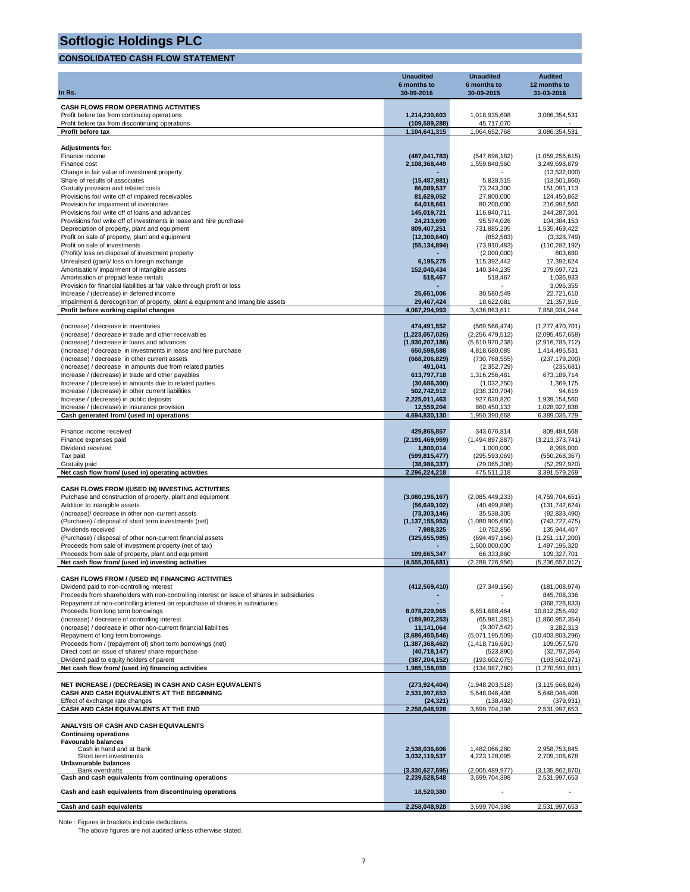# Softlogic Holdings PLC

## CONSOLIDATED CASH FLOW STATEMENT

| In Rs. | Unaudited 6 months to 30-09-2016 | Unaudited 6 months to 30-09-2015 | Audited 12 months to 31-03-2016 |
|---|---|---|---|
| **CASH FLOWS FROM OPERATING ACTIVITIES** | | | |
| Profit before tax from continuing operations | 1,214,230,603 | 1,018,935,698 | 3,086,354,531 |
| Profit before tax from discontinuing operations | (109,589,288) | 45,717,070 | - |
| **Profit before tax** | 1,104,641,315 | 1,064,652,768 | 3,086,354,531 |
| **Adjustments for:** | | | |
| Finance income | (487,041,783) | (547,696,182) | (1,059,256,615) |
| Finance cost | 2,108,368,449 | 1,559,840,560 | 3,249,698,879 |
| Change in fair value of investment property | - | - | (13,532,000) |
| Share of results of associates | (15,487,981) | 5,828,515 | (13,501,860) |
| Gratuity provision and related costs | 86,089,537 | 73,243,300 | 151,091,113 |
| Provisions for/ write off of impaired receivables | 81,629,052 | 27,800,000 | 124,450,862 |
| Provision for impairment of inventories | 64,018,661 | 80,200,000 | 216,992,560 |
| Provisions for/ write off of loans and advances | 145,019,721 | 116,840,711 | 244,287,301 |
| Provisions for/ write off of investments in lease and hire purchase | 24,213,699 | 95,574,026 | 104,384,153 |
| Depreciation of property, plant and equipment | 809,407,251 | 731,885,205 | 1,535,469,422 |
| Profit on sale of property, plant and equipment | (12,300,640) | (852,583) | (3,328,749) |
| Profit on sale of investments | (55,134,894) | (73,910,483) | (110,282,192) |
| (Profit)/ loss on disposal of investment property | - | (2,000,000) | 803,680 |
| Unrealised (gain)/ loss on foreign exchange | 6,195,275 | 115,392,442 | 17,392,624 |
| Amortisation/ impairment of intangible assets | 152,040,434 | 140,344,235 | 279,697,721 |
| Amortisation of prepaid lease rentals | 518,467 | 518,467 | 1,036,933 |
| Provision for financial liabilities at fair value through profit or loss | - | - | 3,096,355 |
| Increase / (decrease) in deferred income | 25,651,006 | 30,580,549 | 22,721,610 |
| Impairment & derecognition of property, plant & equipment and Intangible assets | 29,467,424 | 18,622,081 | 21,357,916 |
| **Profit before working capital changes** | 4,067,294,993 | 3,436,863,611 | 7,858,934,244 |
| (Increase) / decrease in inventories | 474,491,552 | (569,566,474) | (1,277,470,701) |
| (Increase) / decrease in trade and other receivables | (1,223,057,026) | (2,256,479,512) | (2,095,457,658) |
| (Increase) / decrease in loans and advances | (1,930,207,186) | (5,610,970,238) | (2,916,785,712) |
| (Increase) / decrease in investments in lease and hire purchase | 650,598,588 | 4,818,680,085 | 1,414,495,531 |
| (Increase) / decrease in other current assets | (668,206,829) | (730,768,555) | (237,179,200) |
| (Increase) / decrease in amounts due from related parties | 491,041 | (2,352,729) | (235,681) |
| Increase / (decrease) in trade and other payables | 613,797,718 | 1,316,256,481 | 673,189,714 |
| Increase / (decrease) in amounts due to related parties | (30,686,300) | (1,032,250) | 1,369,175 |
| Increase / (decrease) in other current liabilities | 502,742,912 | (238,320,704) | 94,619 |
| Increase / (decrease) in public deposits | 2,225,011,463 | 927,630,820 | 1,939,154,560 |
| Increase / (decrease) in insurance provision | 12,559,204 | 860,450,133 | 1,028,927,838 |
| **Cash generated from/ (used in) operations** | 4,694,830,130 | 1,950,390,668 | 6,389,036,729 |
| Finance income received | 429,865,857 | 343,676,814 | 809,484,568 |
| Finance expenses paid | (2,191,469,969) | (1,494,897,887) | (3,213,373,741) |
| Dividend received | 1,800,014 | 1,000,000 | 8,998,000 |
| Tax paid | (599,815,477) | (295,593,069) | (550,268,367) |
| Gratuity paid | (38,986,337) | (29,065,308) | (52,297,920) |
| **Net cash flow from/ (used in) operating activities** | 2,296,224,218 | 475,511,218 | 3,391,579,269 |
| **CASH FLOWS FROM /(USED IN) INVESTING ACTIVITIES** | | | |
| Purchase and construction of property, plant and equipment | (3,080,196,167) | (2,085,449,233) | (4,759,704,651) |
| Addition to intangible assets | (56,649,102) | (40,499,898) | (131,742,624) |
| (Increase)/ decrease in other non-current assets | (73,303,146) | 35,538,305 | (92,833,490) |
| (Purchase) / disposal of short term investments (net) | (1,137,155,953) | (1,080,905,680) | (743,727,475) |
| Dividends received | 7,988,325 | 10,752,856 | 135,944,407 |
| (Purchase) / disposal of other non-current financial assets | (325,655,985) | (694,497,166) | (1,251,117,200) |
| Proceeds from sale of investment property (net of tax) | - | 1,500,000,000 | 1,497,196,320 |
| Proceeds from sale of property, plant and equipment | 109,665,347 | 66,333,860 | 109,327,701 |
| **Net cash flow from/ (used in) investing activities** | (4,555,306,681) | (2,288,726,956) | (5,236,657,012) |
| **CASH FLOWS FROM / (USED IN) FINANCING ACTIVITIES** | | | |
| Dividend paid to non-controlling interest | (412,569,410) | (27,349,156) | (181,008,974) |
| Proceeds from shareholders with non-controlling interest on issue of shares in subsidiaries | - | - | 845,708,336 |
| Repayment of non-controlling interest on repurchase of shares in subsidiaries | - | - | (368,726,833) |
| Proceeds from long term borrowings | 8,078,229,965 | 6,651,688,464 | 10,812,256,492 |
| (Increase) / decrease of controlling interest | (189,902,253) | (65,981,381) | (1,860,957,354) |
| (Increase) / decrease in other non-current financial liabilities | 11,141,064 | (9,307,542) | 3,282,313 |
| Repayment of long term borrowings | (3,686,450,546) | (5,071,195,509) | (10,403,803,296) |
| Proceeds from / (repayment of) short term borrowings (net) | (1,387,368,462) | (1,418,716,691) | 109,057,570 |
| Direct cost on issue of shares/ share repurchase | (40,718,147) | (523,890) | (32,797,264) |
| Dividend paid to equity holders of parent | (387,204,152) | (193,602,075) | (193,602,071) |
| **Net cash flow from/ (used in) financing activities** | 1,985,158,059 | (134,987,780) | (1,270,591,081) |
| **NET INCREASE / (DECREASE) IN CASH AND CASH EQUIVALENTS** | (273,924,404) | (1,948,203,518) | (3,115,668,824) |
| **CASH AND CASH EQUIVALENTS AT THE BEGINNING** | 2,531,997,653 | 5,648,046,408 | 5,648,046,408 |
| Effect of exchange rate changes | (24,321) | (138,492) | (379,931) |
| **CASH AND CASH EQUIVALENTS AT THE END** | 2,258,048,928 | 3,699,704,398 | 2,531,997,653 |
| **ANALYSIS OF CASH AND CASH EQUIVALENTS** | | | |
| **Continuing operations** | | | |
| **Favourable balances** | | | |
| Cash in hand and at Bank | 2,538,036,606 | 1,482,066,280 | 2,958,753,845 |
| Short term investments | 3,032,119,537 | 4,223,128,095 | 2,709,106,678 |
| **Unfavourable balances** | | | |
| Bank overdrafts | (3,330,627,595) | (2,005,489,977) | (3,135,862,870) |
| **Cash and cash equivalents from continuing operations** | 2,239,528,548 | 3,699,704,398 | 2,531,997,653 |
| **Cash and cash equivalents from discontinuing operations** | 18,520,380 | - | - |
| **Cash and cash equivalents** | 2,258,048,928 | 3,699,704,398 | 2,531,997,653 |

Note : Figures in brackets indicate deductions.
The above figures are not audited unless otherwise stated.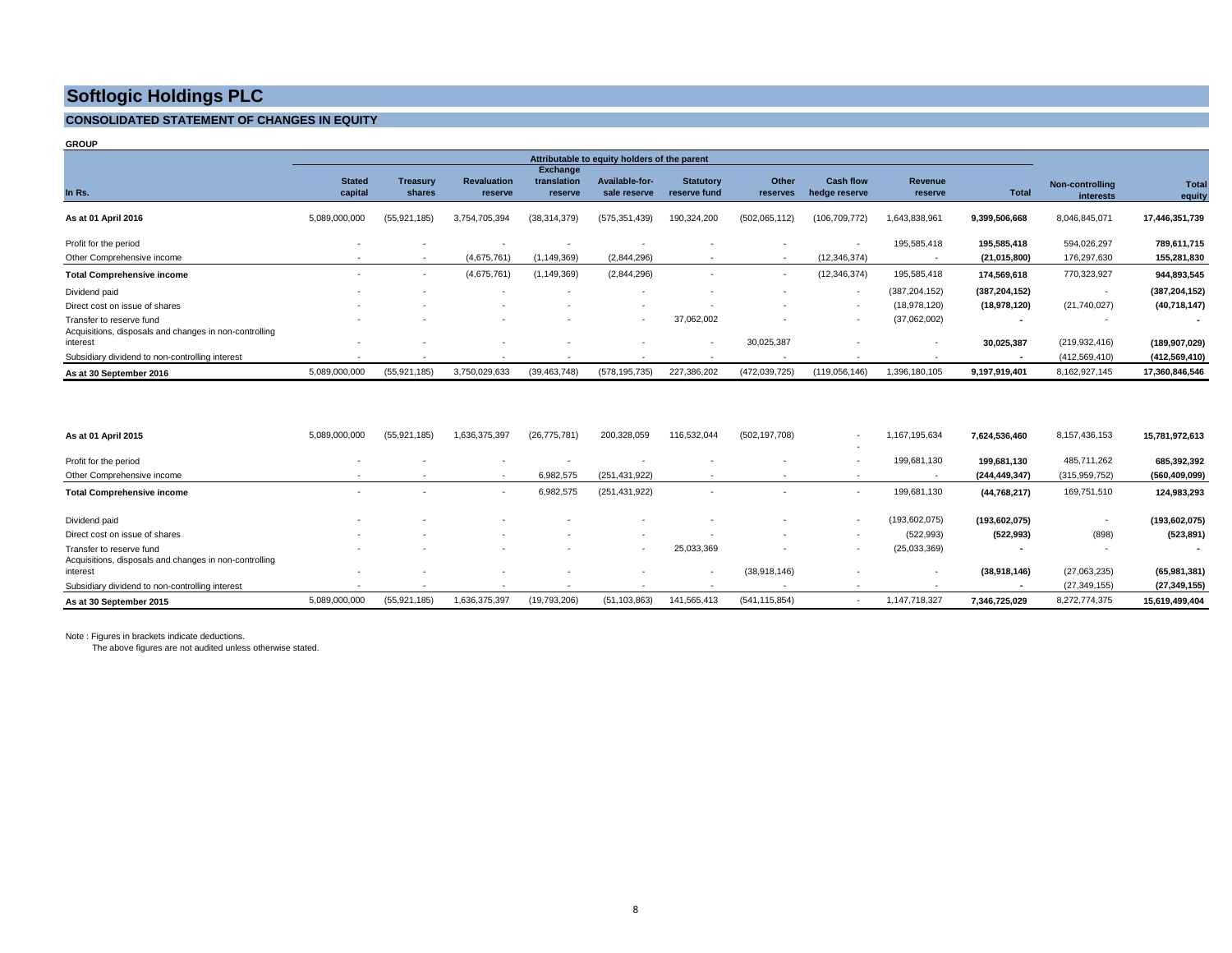# Softlogic Holdings PLC

## CONSOLIDATED STATEMENT OF CHANGES IN EQUITY

**GROUP**

| In Rs. | Attributable to equity holders of the parent | | | | | | | | | | | |
|---|---|---|---|---|---|---|---|---|---|---|---|---|
| | **Stated capital** | **Treasury shares** | **Revaluation reserve** | **Exchange translation reserve** | **Available-for-sale reserve** | **Statutory reserve fund** | **Other reserves** | **Cash flow hedge reserve** | **Revenue reserve** | **Total** | **Non-controlling interests** | **Total equity** |
| **As at 01 April 2016** | 5,089,000,000 | (55,921,185) | 3,754,705,394 | (38,314,379) | (575,351,439) | 190,324,200 | (502,065,112) | (106,709,772) | 1,643,838,961 | **9,399,506,668** | 8,046,845,071 | **17,446,351,739** |
| Profit for the period | - | - | - | - | - | - | - | - | 195,585,418 | **195,585,418** | 594,026,297 | **789,611,715** |
| Other Comprehensive income | - | - | (4,675,761) | (1,149,369) | (2,844,296) | - | - | (12,346,374) | - | **(21,015,800)** | 176,297,630 | **155,281,830** |
| **Total Comprehensive income** | - | - | (4,675,761) | (1,149,369) | (2,844,296) | - | - | (12,346,374) | 195,585,418 | **174,569,618** | 770,323,927 | **944,893,545** |
| Dividend paid | - | - | - | - | - | - | - | - | (387,204,152) | **(387,204,152)** | - | **(387,204,152)** |
| Direct cost on issue of shares | - | - | - | - | - | - | - | - | (18,978,120) | **(18,978,120)** | (21,740,027) | **(40,718,147)** |
| Transfer to reserve fund | - | - | - | - | - | 37,062,002 | - | - | (37,062,002) | **-** | - | **-** |
| Acquisitions, disposals and changes in non-controlling interest | - | - | - | - | - | - | 30,025,387 | - | - | **30,025,387** | (219,932,416) | **(189,907,029)** |
| Subsidiary dividend to non-controlling interest | - | - | - | - | - | - | - | - | - | **-** | (412,569,410) | **(412,569,410)** |
| **As at 30 September 2016** | 5,089,000,000 | (55,921,185) | 3,750,029,633 | (39,463,748) | (578,195,735) | 227,386,202 | (472,039,725) | (119,056,146) | 1,396,180,105 | **9,197,919,401** | 8,162,927,145 | **17,360,846,546** |
| | | | | | | | | | | | | |
| **As at 01 April 2015** | 5,089,000,000 | (55,921,185) | 1,636,375,397 | (26,775,781) | 200,328,059 | 116,532,044 | (502,197,708) | - | 1,167,195,634 | **7,624,536,460** | 8,157,436,153 | **15,781,972,613** |
| Profit for the period | - | - | - | - | - | - | - | - | 199,681,130 | **199,681,130** | 485,711,262 | **685,392,392** |
| Other Comprehensive income | - | - | - | 6,982,575 | (251,431,922) | - | - | - | - | **(244,449,347)** | (315,959,752) | **(560,409,099)** |
| **Total Comprehensive income** | - | - | - | 6,982,575 | (251,431,922) | - | - | - | 199,681,130 | **(44,768,217)** | 169,751,510 | **124,983,293** |
| Dividend paid | - | - | - | - | - | - | - | - | (193,602,075) | **(193,602,075)** | - | **(193,602,075)** |
| Direct cost on issue of shares | - | - | - | - | - | - | - | - | (522,993) | **(522,993)** | (898) | **(523,891)** |
| Transfer to reserve fund | - | - | - | - | - | 25,033,369 | - | - | (25,033,369) | **-** | - | **-** |
| Acquisitions, disposals and changes in non-controlling interest | - | - | - | - | - | - | (38,918,146) | - | - | **(38,918,146)** | (27,063,235) | **(65,981,381)** |
| Subsidiary dividend to non-controlling interest | - | - | - | - | - | - | - | - | - | **-** | (27,349,155) | **(27,349,155)** |
| **As at 30 September 2015** | 5,089,000,000 | (55,921,185) | 1,636,375,397 | (19,793,206) | (51,103,863) | 141,565,413 | (541,115,854) | - | 1,147,718,327 | **7,346,725,029** | 8,272,774,375 | **15,619,499,404** |

Note : Figures in brackets indicate deductions.
The above figures are not audited unless otherwise stated.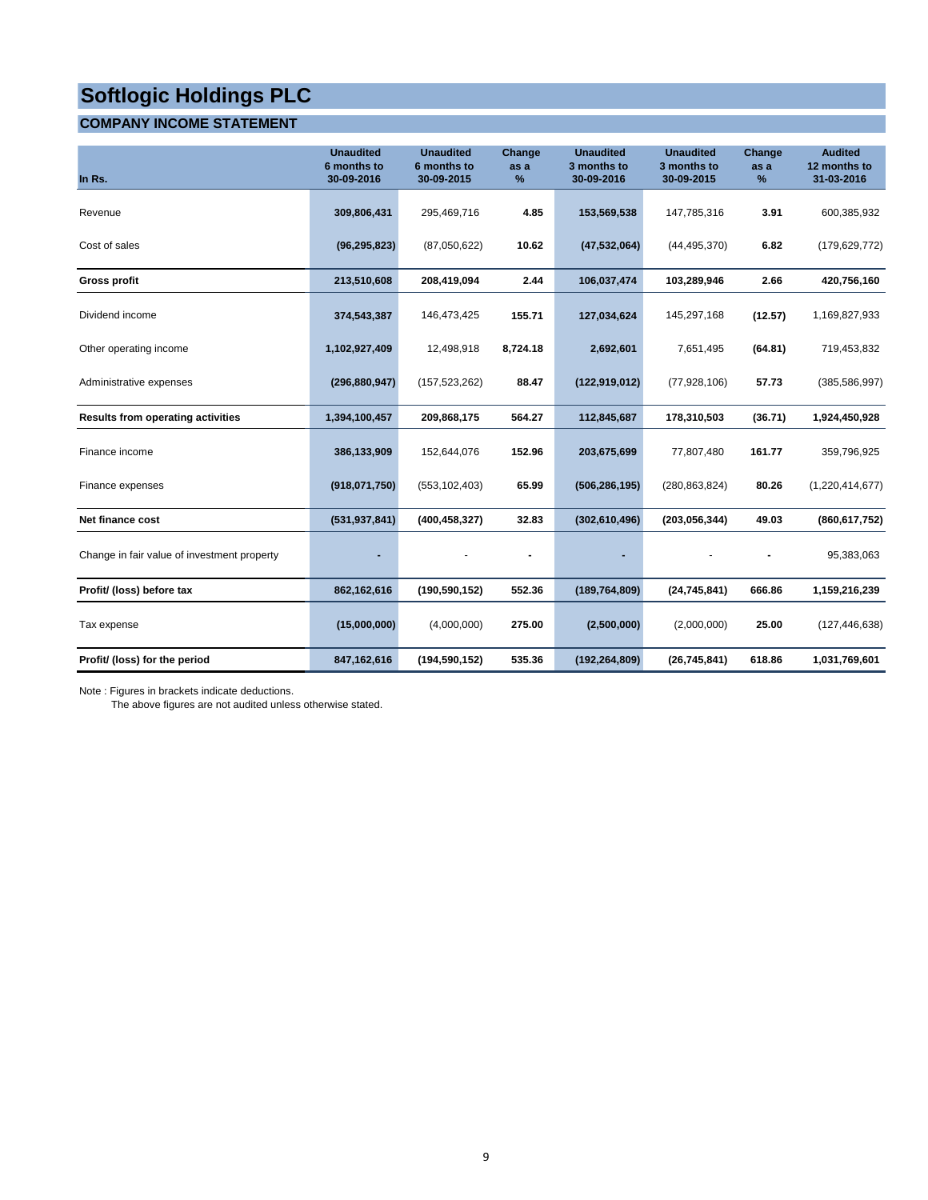# Softlogic Holdings PLC

## COMPANY INCOME STATEMENT

| In Rs. | Unaudited 6 months to 30-09-2016 | Unaudited 6 months to 30-09-2015 | Change as a % | Unaudited 3 months to 30-09-2016 | Unaudited 3 months to 30-09-2015 | Change as a % | Audited 12 months to 31-03-2016 |
|---|---|---|---|---|---|---|---|
| Revenue | **309,806,431** | 295,469,716 | **4.85** | **153,569,538** | 147,785,316 | **3.91** | 600,385,932 |
| Cost of sales | **(96,295,823)** | (87,050,622) | **10.62** | **(47,532,064)** | (44,495,370) | **6.82** | (179,629,772) |
| **Gross profit** | **213,510,608** | **208,419,094** | **2.44** | **106,037,474** | **103,289,946** | **2.66** | **420,756,160** |
| Dividend income | **374,543,387** | 146,473,425 | **155.71** | **127,034,624** | 145,297,168 | **(12.57)** | 1,169,827,933 |
| Other operating income | **1,102,927,409** | 12,498,918 | **8,724.18** | **2,692,601** | 7,651,495 | **(64.81)** | 719,453,832 |
| Administrative expenses | **(296,880,947)** | (157,523,262) | **88.47** | **(122,919,012)** | (77,928,106) | **57.73** | (385,586,997) |
| **Results from operating activities** | **1,394,100,457** | **209,868,175** | **564.27** | **112,845,687** | **178,310,503** | **(36.71)** | **1,924,450,928** |
| Finance income | **386,133,909** | 152,644,076 | **152.96** | **203,675,699** | 77,807,480 | **161.77** | 359,796,925 |
| Finance expenses | **(918,071,750)** | (553,102,403) | **65.99** | **(506,286,195)** | (280,863,824) | **80.26** | (1,220,414,677) |
| **Net finance cost** | **(531,937,841)** | **(400,458,327)** | **32.83** | **(302,610,496)** | **(203,056,344)** | **49.03** | **(860,617,752)** |
| Change in fair value of investment property | **-** | - | **-** | **-** | - | **-** | 95,383,063 |
| **Profit/ (loss) before tax** | **862,162,616** | **(190,590,152)** | **552.36** | **(189,764,809)** | **(24,745,841)** | **666.86** | **1,159,216,239** |
| Tax expense | **(15,000,000)** | (4,000,000) | **275.00** | **(2,500,000)** | (2,000,000) | **25.00** | (127,446,638) |
| **Profit/ (loss) for the period** | **847,162,616** | **(194,590,152)** | **535.36** | **(192,264,809)** | **(26,745,841)** | **618.86** | **1,031,769,601** |

Note : Figures in brackets indicate deductions.
The above figures are not audited unless otherwise stated.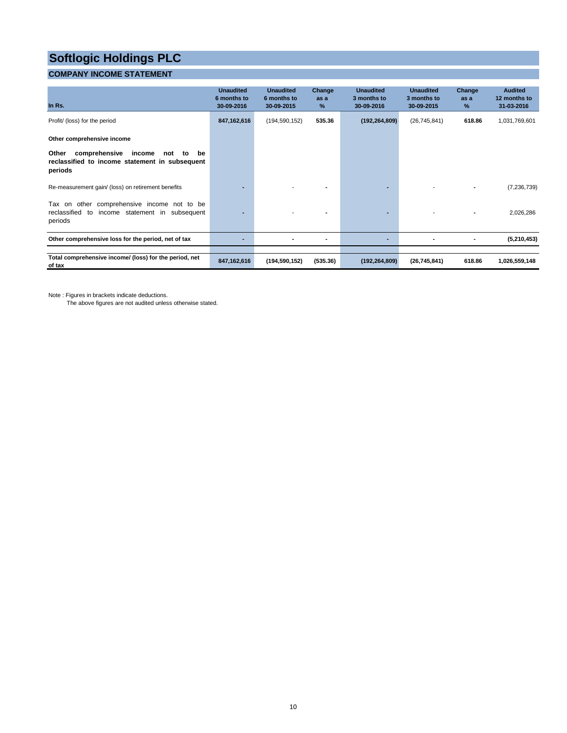# Softlogic Holdings PLC

## COMPANY INCOME STATEMENT

| In Rs. | Unaudited 6 months to 30-09-2016 | Unaudited 6 months to 30-09-2015 | Change as a % | Unaudited 3 months to 30-09-2016 | Unaudited 3 months to 30-09-2015 | Change as a % | Audited 12 months to 31-03-2016 |
|---|---|---|---|---|---|---|---|
| Profit/ (loss) for the period | **847,162,616** | (194,590,152) | **535.36** | **(192,264,809)** | (26,745,841) | **618.86** | 1,031,769,601 |
| **Other comprehensive income** | | | | | | | |
| **Other comprehensive income not to be reclassified to income statement in subsequent periods** | | | | | | | |
| Re-measurement gain/ (loss) on retirement benefits | - | - | - | - | - | - | (7,236,739) |
| Tax on other comprehensive income not to be reclassified to income statement in subsequent periods | - | - | - | - | - | - | 2,026,286 |
| **Other comprehensive loss for the period, net of tax** | - | - | - | - | - | - | **(5,210,453)** |
| **Total comprehensive income/ (loss) for the period, net of tax** | **847,162,616** | **(194,590,152)** | **(535.36)** | **(192,264,809)** | **(26,745,841)** | **618.86** | **1,026,559,148** |

Note : Figures in brackets indicate deductions.
The above figures are not audited unless otherwise stated.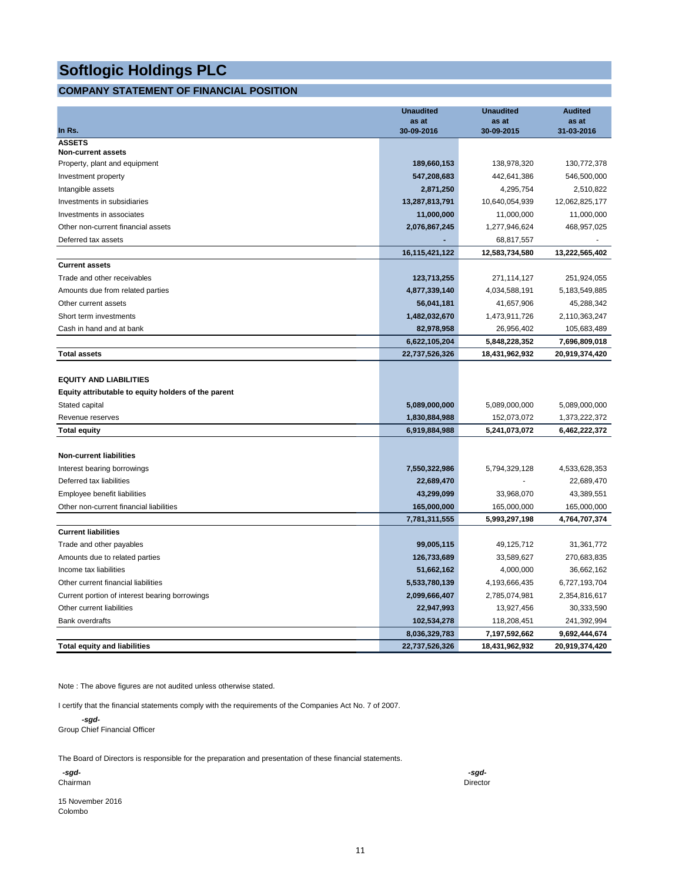# Softlogic Holdings PLC

## COMPANY STATEMENT OF FINANCIAL POSITION

| In Rs. | Unaudited as at 30-09-2016 | Unaudited as at 30-09-2015 | Audited as at 31-03-2016 |
|---|---|---|---|
| **ASSETS** | | | |
| **Non-current assets** | | | |
| Property, plant and equipment | **189,660,153** | 138,978,320 | 130,772,378 |
| Investment property | **547,208,683** | 442,641,386 | 546,500,000 |
| Intangible assets | **2,871,250** | 4,295,754 | 2,510,822 |
| Investments in subsidiaries | **13,287,813,791** | 10,640,054,939 | 12,062,825,177 |
| Investments in associates | **11,000,000** | 11,000,000 | 11,000,000 |
| Other non-current financial assets | **2,076,867,245** | 1,277,946,624 | 468,957,025 |
| Deferred tax assets | **-** | 68,817,557 | - |
| | **16,115,421,122** | **12,583,734,580** | **13,222,565,402** |
| **Current assets** | | | |
| Trade and other receivables | **123,713,255** | 271,114,127 | 251,924,055 |
| Amounts due from related parties | **4,877,339,140** | 4,034,588,191 | 5,183,549,885 |
| Other current assets | **56,041,181** | 41,657,906 | 45,288,342 |
| Short term investments | **1,482,032,670** | 1,473,911,726 | 2,110,363,247 |
| Cash in hand and at bank | **82,978,958** | 26,956,402 | 105,683,489 |
| | **6,622,105,204** | **5,848,228,352** | **7,696,809,018** |
| **Total assets** | **22,737,526,326** | **18,431,962,932** | **20,919,374,420** |
| | | | |
| **EQUITY AND LIABILITIES** | | | |
| **Equity attributable to equity holders of the parent** | | | |
| Stated capital | **5,089,000,000** | 5,089,000,000 | 5,089,000,000 |
| Revenue reserves | **1,830,884,988** | 152,073,072 | 1,373,222,372 |
| **Total equity** | **6,919,884,988** | **5,241,073,072** | **6,462,222,372** |
| | | | |
| **Non-current liabilities** | | | |
| Interest bearing borrowings | **7,550,322,986** | 5,794,329,128 | 4,533,628,353 |
| Deferred tax liabilities | **22,689,470** | - | 22,689,470 |
| Employee benefit liabilities | **43,299,099** | 33,968,070 | 43,389,551 |
| Other non-current financial liabilities | **165,000,000** | 165,000,000 | 165,000,000 |
| | **7,781,311,555** | **5,993,297,198** | **4,764,707,374** |
| **Current liabilities** | | | |
| Trade and other payables | **99,005,115** | 49,125,712 | 31,361,772 |
| Amounts due to related parties | **126,733,689** | 33,589,627 | 270,683,835 |
| Income tax liabilities | **51,662,162** | 4,000,000 | 36,662,162 |
| Other current financial liabilities | **5,533,780,139** | 4,193,666,435 | 6,727,193,704 |
| Current portion of interest bearing borrowings | **2,099,666,407** | 2,785,074,981 | 2,354,816,617 |
| Other current liabilities | **22,947,993** | 13,927,456 | 30,333,590 |
| Bank overdrafts | **102,534,278** | 118,208,451 | 241,392,994 |
| | **8,036,329,783** | **7,197,592,662** | **9,692,444,674** |
| **Total equity and liabilities** | **22,737,526,326** | **18,431,962,932** | **20,919,374,420** |

Note : The above figures are not audited unless otherwise stated.

I certify that the financial statements comply with the requirements of the Companies Act No. 7 of 2007.

*-sgd-*
Group Chief Financial Officer

The Board of Directors is responsible for the preparation and presentation of these financial statements.

*-sgd-*
Chairman

*-sgd-*
Director

15 November 2016
Colombo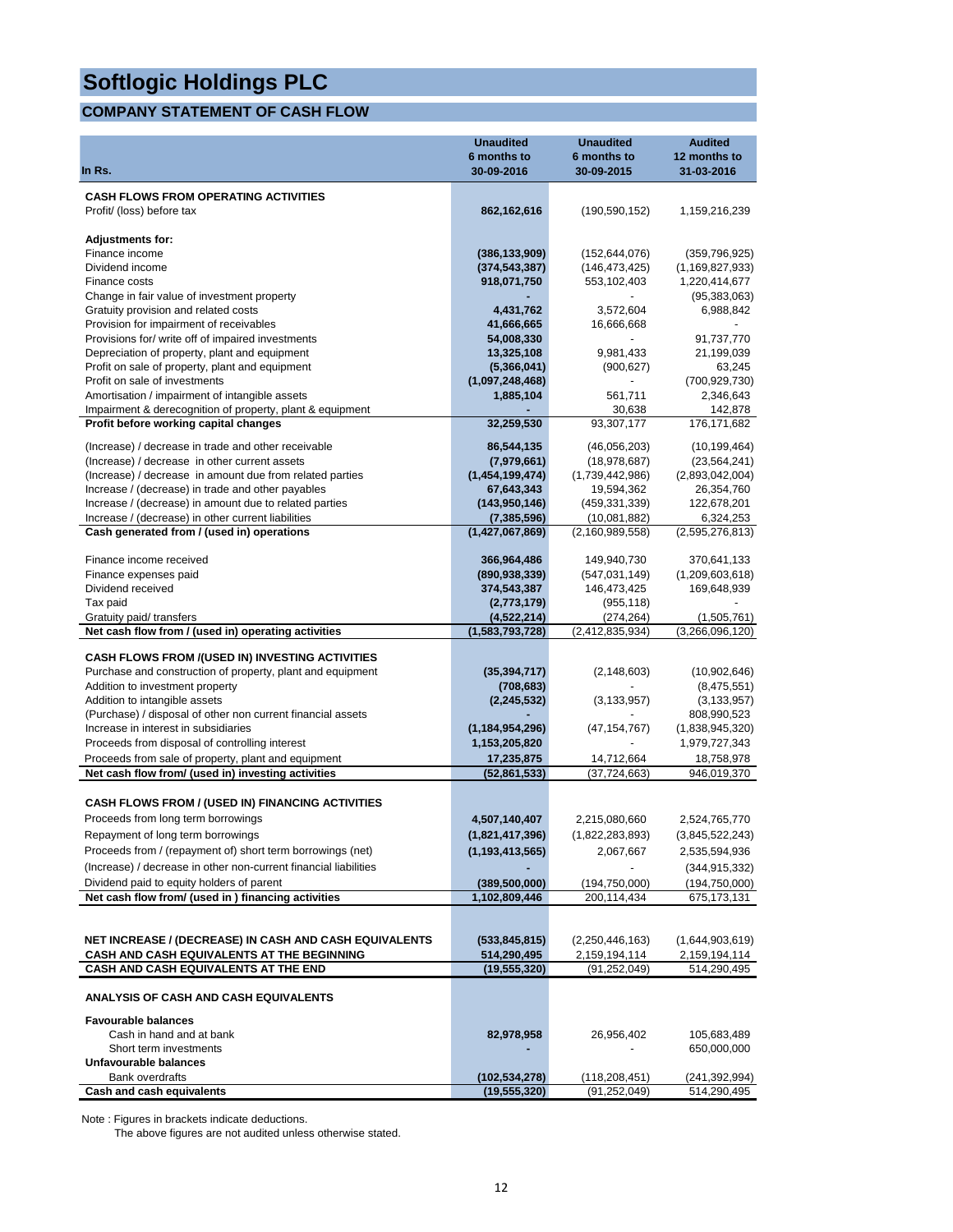# Softlogic Holdings PLC

## COMPANY STATEMENT OF CASH FLOW

| In Rs. | Unaudited 6 months to 30-09-2016 | Unaudited 6 months to 30-09-2015 | Audited 12 months to 31-03-2016 |
|---|---|---|---|
| **CASH FLOWS FROM OPERATING ACTIVITIES** | | | |
| Profit/ (loss) before tax | **862,162,616** | (190,590,152) | 1,159,216,239 |
| **Adjustments for:** | | | |
| Finance income | **(386,133,909)** | (152,644,076) | (359,796,925) |
| Dividend income | **(374,543,387)** | (146,473,425) | (1,169,827,933) |
| Finance costs | **918,071,750** | 553,102,403 | 1,220,414,677 |
| Change in fair value of investment property | **-** | - | (95,383,063) |
| Gratuity provision and related costs | **4,431,762** | 3,572,604 | 6,988,842 |
| Provision for impairment of receivables | **41,666,665** | 16,666,668 | - |
| Provisions for/ write off of impaired investments | **54,008,330** | - | 91,737,770 |
| Depreciation of property, plant and equipment | **13,325,108** | 9,981,433 | 21,199,039 |
| Profit on sale of property, plant and equipment | **(5,366,041)** | (900,627) | 63,245 |
| Profit on sale of investments | **(1,097,248,468)** | - | (700,929,730) |
| Amortisation / impairment of intangible assets | **1,885,104** | 561,711 | 2,346,643 |
| Impairment & derecognition of property, plant & equipment | **-** | 30,638 | 142,878 |
| **Profit before working capital changes** | **32,259,530** | 93,307,177 | 176,171,682 |
| (Increase) / decrease in trade and other receivable | **86,544,135** | (46,056,203) | (10,199,464) |
| (Increase) / decrease in other current assets | **(7,979,661)** | (18,978,687) | (23,564,241) |
| (Increase) / decrease in amount due from related parties | **(1,454,199,474)** | (1,739,442,986) | (2,893,042,004) |
| Increase / (decrease) in trade and other payables | **67,643,343** | 19,594,362 | 26,354,760 |
| Increase / (decrease) in amount due to related parties | **(143,950,146)** | (459,331,339) | 122,678,201 |
| Increase / (decrease) in other current liabilities | **(7,385,596)** | (10,081,882) | 6,324,253 |
| **Cash generated from / (used in) operations** | **(1,427,067,869)** | (2,160,989,558) | (2,595,276,813) |
| Finance income received | **366,964,486** | 149,940,730 | 370,641,133 |
| Finance expenses paid | **(890,938,339)** | (547,031,149) | (1,209,603,618) |
| Dividend received | **374,543,387** | 146,473,425 | 169,648,939 |
| Tax paid | **(2,773,179)** | (955,118) | - |
| Gratuity paid/ transfers | **(4,522,214)** | (274,264) | (1,505,761) |
| **Net cash flow from / (used in) operating activities** | **(1,583,793,728)** | (2,412,835,934) | (3,266,096,120) |
| **CASH FLOWS FROM /(USED IN) INVESTING ACTIVITIES** | | | |
| Purchase and construction of property, plant and equipment | **(35,394,717)** | (2,148,603) | (10,902,646) |
| Addition to investment property | **(708,683)** | - | (8,475,551) |
| Addition to intangible assets | **(2,245,532)** | (3,133,957) | (3,133,957) |
| (Purchase) / disposal of other non current financial assets | **-** | | 808,990,523 |
| Increase in interest in subsidiaries | **(1,184,954,296)** | (47,154,767) | (1,838,945,320) |
| Proceeds from disposal of controlling interest | **1,153,205,820** | - | 1,979,727,343 |
| Proceeds from sale of property, plant and equipment | **17,235,875** | 14,712,664 | 18,758,978 |
| **Net cash flow from/ (used in) investing activities** | **(52,861,533)** | (37,724,663) | 946,019,370 |
| **CASH FLOWS FROM / (USED IN) FINANCING ACTIVITIES** | | | |
| Proceeds from long term borrowings | **4,507,140,407** | 2,215,080,660 | 2,524,765,770 |
| Repayment of long term borrowings | **(1,821,417,396)** | (1,822,283,893) | (3,845,522,243) |
| Proceeds from / (repayment of) short term borrowings (net) | **(1,193,413,565)** | 2,067,667 | 2,535,594,936 |
| (Increase) / decrease in other non-current financial liabilities | **-** | - | (344,915,332) |
| Dividend paid to equity holders of parent | **(389,500,000)** | (194,750,000) | (194,750,000) |
| **Net cash flow from/ (used in ) financing activities** | **1,102,809,446** | 200,114,434 | 675,173,131 |
| **NET INCREASE / (DECREASE) IN CASH AND CASH EQUIVALENTS** | **(533,845,815)** | (2,250,446,163) | (1,644,903,619) |
| **CASH AND CASH EQUIVALENTS AT THE BEGINNING** | **514,290,495** | 2,159,194,114 | 2,159,194,114 |
| **CASH AND CASH EQUIVALENTS AT THE END** | **(19,555,320)** | (91,252,049) | 514,290,495 |
| **ANALYSIS OF CASH AND CASH EQUIVALENTS** | | | |
| **Favourable balances** | | | |
| Cash in hand and at bank | **82,978,958** | 26,956,402 | 105,683,489 |
| Short term investments | **-** | - | 650,000,000 |
| **Unfavourable balances** | | | |
| Bank overdrafts | **(102,534,278)** | (118,208,451) | (241,392,994) |
| **Cash and cash equivalents** | **(19,555,320)** | (91,252,049) | 514,290,495 |

Note : Figures in brackets indicate deductions.
The above figures are not audited unless otherwise stated.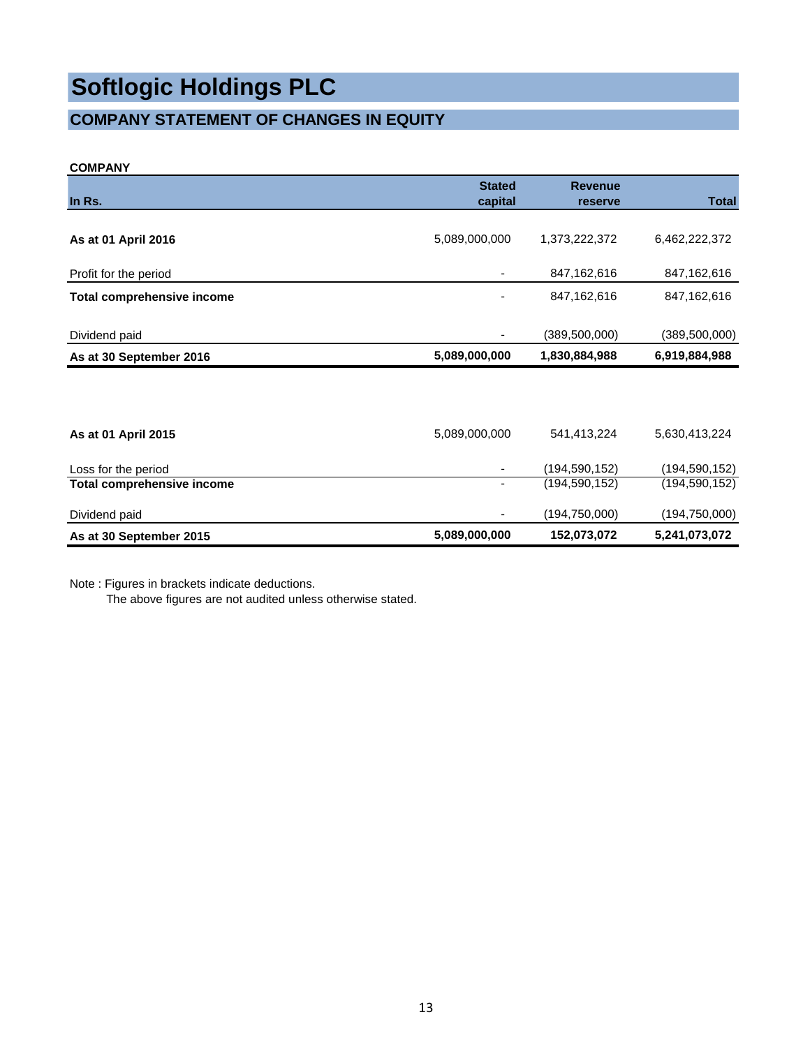# Softlogic Holdings PLC

## COMPANY STATEMENT OF CHANGES IN EQUITY

**COMPANY**

| In Rs. | Stated capital | Revenue reserve | Total |
|---|---|---|---|
| **As at 01 April 2016** | 5,089,000,000 | 1,373,222,372 | 6,462,222,372 |
| Profit for the period | - | 847,162,616 | 847,162,616 |
| **Total comprehensive income** | - | 847,162,616 | 847,162,616 |
| Dividend paid | - | (389,500,000) | (389,500,000) |
| **As at 30 September 2016** | **5,089,000,000** | **1,830,884,988** | **6,919,884,988** |
| | | | |
| **As at 01 April 2015** | 5,089,000,000 | 541,413,224 | 5,630,413,224 |
| Loss for the period | - | (194,590,152) | (194,590,152) |
| **Total comprehensive income** | - | (194,590,152) | (194,590,152) |
| Dividend paid | - | (194,750,000) | (194,750,000) |
| **As at 30 September 2015** | **5,089,000,000** | **152,073,072** | **5,241,073,072** |

Note : Figures in brackets indicate deductions.
The above figures are not audited unless otherwise stated.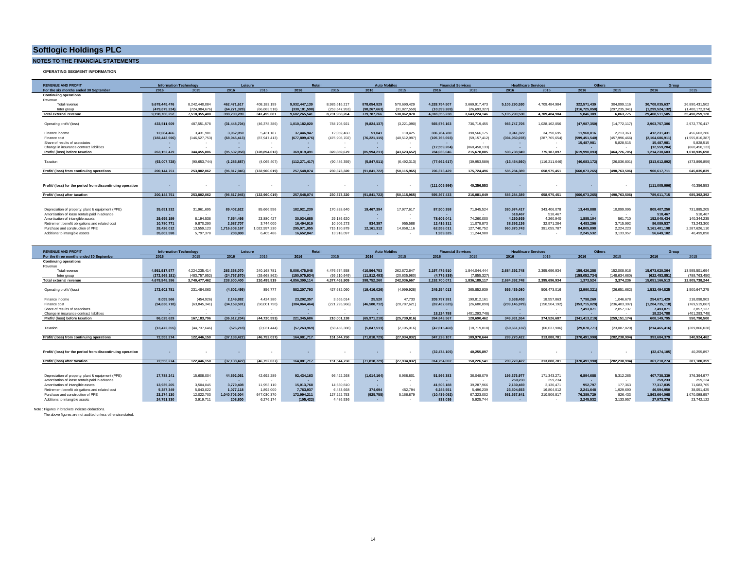# Softlogic Holdings PLC

## NOTES TO THE FINANCIAL STATEMENTS

### OPERATING SEGMENT INFORMATION

| REVENUE AND PROFIT | Information Technology | | Leisure | | Retail | | Auto Mobiles | | Financial Services | | Healthcare Services | | Others | | Group | |
|---|---|---|---|---|---|---|---|---|---|---|---|---|---|---|---|---|
| For the six months ended 30 September | 2016 | 2015 | 2016 | 2015 | 2016 | 2015 | 2016 | 2015 | 2016 | 2015 | 2016 | 2015 | 2016 | 2015 | 2016 | 2015 |
| **Continuing operations** | | | | | | | | | | | | | | | | |
| Revenue | | | | | | | | | | | | | | | | |
| Total revenue | 9,678,445,476 | 8,242,440,084 | 462,471,617 | 408,183,199 | 9,932,447,139 | 8,985,616,217 | 878,054,929 | 570,690,429 | 4,328,754,507 | 3,669,917,473 | 5,105,290,530 | 4,709,484,984 | 322,571,439 | 304,099,116 | 30,708,035,637 | 26,890,431,502 |
| Inter group | (479,679,224) | (724,084,676) | (64,271,328) | (66,683,518) | (330,181,598) | (253,647,953) | (98,267,663) | (31,827,559) | (10,399,269) | (26,693,327) | - | - | (316,725,050) | (297,235,341) | (1,299,524,132) | (1,400,172,374) |
| **Total external revenue** | 9,198,766,252 | 7,518,355,408 | 398,200,289 | 341,499,681 | 9,602,265,541 | 8,731,968,264 | 779,787,266 | 538,862,870 | 4,318,355,238 | 3,643,224,146 | 5,105,290,530 | 4,709,484,984 | 5,846,389 | 6,863,775 | 29,408,511,505 | 25,490,259,128 |
| Operating profit/ (loss) | 433,511,609 | 487,551,578 | (31,448,704) | (46,378,386) | 1,010,182,020 | 784,708,921 | (9,824,137) | (3,221,090) | 565,576,163 | 736,719,455 | 983,747,705 | 1,028,162,056 | (47,987,350) | (14,772,117) | 2,903,757,306 | 2,972,770,417 |
| Finance income | 12,084,466 | 3,431,981 | 3,962,059 | 5,431,187 | 37,446,947 | 12,059,460 | 51,041 | 110,425 | 336,784,780 | 398,566,175 | 9,941,322 | 34,790,695 | 11,960,816 | 2,213,363 | 412,231,431 | 456,603,286 |
| Finance cost | (182,443,596) | (146,527,753) | (68,045,413) | (87,947,413) | (677,809,476) | (475,908,702) | (76,221,115) | (40,512,987) | (105,765,693) | (59,157,412) | (394,950,078) | (287,765,654) | (599,451,540) | (457,996,466) | (2,104,686,911) | (1,555,816,387) |
| Share of results of associates | - | - | - | - | - | - | - | - | - | - | - | - | 15,487,981 | 5,828,515 | 15,487,981 | 5,828,515 |
| Change in insurance contract liabilities | - | - | - | - | - | - | - | - | (12,559,204) | (860,450,133) | - | - | - | - | (12,559,204) | (860,450,133) |
| **Profit/ (loss) before taxation** | 263,152,479 | 344,455,806 | (95,532,058) | (128,894,612) | 369,819,491 | 320,859,679 | (85,994,211) | (43,623,652) | 784,036,046 | 215,678,085 | 598,738,949 | 775,187,097 | (619,990,093) | (464,726,705) | 1,214,230,603 | 1,018,935,698 |
| Taxation | (63,007,728) | (90,653,744) | (1,285,887) | (4,065,407) | (112,271,417) | (90,486,359) | (5,847,511) | (6,492,313) | (77,662,617) | (39,953,589) | (13,454,560) | (116,211,646) | (40,083,172) | (26,036,801) | (313,612,892) | (373,899,859) |
| **Profit/ (loss) from continuing operations** | 200,144,751 | 253,802,062 | (96,817,945) | (132,960,019) | 257,548,074 | 230,373,320 | (91,841,722) | (50,115,965) | 706,373,429 | 175,724,496 | 585,284,389 | 658,975,451 | (660,073,265) | (490,763,506) | 900,617,711 | 645,035,839 |
| **Profit/ (loss) for the period from discontinuing operation** | - | - | - | - | - | - | - | - | (111,005,996) | 40,356,553 | - | - | - | - | (111,005,996) | 40,356,553 |
| **Profit/ (loss) after taxation** | 200,144,751 | 253,802,062 | (96,817,945) | (132,960,019) | 257,548,074 | 230,373,320 | (91,841,722) | (50,115,965) | 595,367,433 | 216,081,049 | 585,284,389 | 658,975,451 | (660,073,265) | (490,763,506) | 789,611,715 | 685,392,392 |
| Depreciation of property, plant & equipment (PPE) | 35,691,332 | 31,961,695 | 89,402,622 | 85,666,556 | 182,921,239 | 170,828,640 | 19,467,394 | 17,977,617 | 87,500,358 | 71,945,524 | 380,974,417 | 343,406,078 | 13,449,888 | 10,099,095 | 809,407,250 | 731,885,205 |
| Amortisation of lease rentals paid in advance | - | - | - | - | - | - | - | - | - | - | 518,467 | 518,467 | - | - | 518,467 | 518,467 |
| Amortisation of intangible assets | 29,699,199 | 8,194,538 | 7,554,466 | 23,880,427 | 30,034,685 | 29,186,620 | - | - | 78,606,041 | 74,260,000 | 4,260,939 | 4,260,940 | 1,885,104 | 561,710 | 152,040,434 | 140,344,235 |
| Retirement benefit obligations and related cost | 10,780,771 | 9,870,290 | 2,587,707 | 3,744,000 | 16,494,919 | 10,906,273 | 934,397 | 955,588 | 12,415,311 | 11,079,873 | 38,393,136 | 32,971,284 | 4,483,296 | 3,715,992 | 86,089,537 | 73,243,300 |
| Purchase and construction of PPE | 28,426,012 | 13,559,123 | 1,716,608,167 | 1,022,997,230 | 295,971,055 | 715,190,879 | 12,161,312 | 14,858,116 | 62,558,011 | 127,740,752 | 960,870,743 | 391,055,787 | 84,805,898 | 2,224,223 | 3,161,401,198 | 2,287,626,110 |
| Additions to intangible assets | 35,602,598 | 5,797,378 | 208,800 | 6,405,486 | 16,652,847 | 13,918,097 | - | - | 1,939,325 | 11,244,980 | - | - | 2,245,532 | 3,133,957 | 56,649,102 | 40,499,898 |

| REVENUE AND PROFIT | Information Technology | | Leisure | | Retail | | Auto Mobiles | | Financial Services | | Healthcare Services | | Others | | Group | |
|---|---|---|---|---|---|---|---|---|---|---|---|---|---|---|---|---|
| For the three months ended 30 September | 2016 | 2015 | 2016 | 2015 | 2016 | 2015 | 2016 | 2015 | 2016 | 2015 | 2016 | 2015 | 2016 | 2015 | 2016 | 2015 |
| **Continuing operations** | | | | | | | | | | | | | | | | |
| Revenue | | | | | | | | | | | | | | | | |
| Total revenue | 4,951,917,577 | 4,224,235,414 | 263,368,070 | 240,168,781 | 5,006,475,048 | 4,476,674,558 | 410,564,753 | 262,672,647 | 2,197,475,910 | 1,844,044,444 | 2,684,392,748 | 2,395,696,934 | 159,426,258 | 152,008,916 | 15,673,620,364 | 13,595,501,694 |
| Inter group | (272,969,181) | (483,757,952) | (24,767,670) | (29,668,862) | (150,075,934) | (99,210,649) | (11,812,493) | (20,635,980) | (4,775,839) | (7,855,327) | - | - | (158,052,734) | (148,634,680) | (622,453,851) | (789,763,450) |
| **Total external revenue** | 4,678,948,396 | 3,740,477,462 | 238,600,400 | 210,499,919 | 4,856,399,114 | 4,377,463,909 | 398,752,260 | 242,036,667 | 2,192,700,071 | 1,836,189,117 | 2,684,392,748 | 2,395,696,934 | 1,373,524 | 3,374,236 | 15,051,166,513 | 12,805,738,244 |
| Operating profit/ (loss) | 172,602,781 | 231,484,063 | (4,602,495) | 856,777 | 582,207,793 | 427,632,090 | (19,416,026) | (4,999,928) | 249,254,013 | 365,852,939 | 555,439,080 | 506,473,016 | (2,990,321) | (26,651,682) | 1,532,494,825 | 1,500,647,275 |
| Finance income | 8,059,566 | (454,926) | 2,149,882 | 4,424,380 | 23,202,357 | 3,665,014 | 25,520 | 47,733 | 209,797,391 | 190,812,161 | 3,638,453 | 18,557,863 | 7,798,260 | 1,046,678 | 254,671,429 | 218,098,903 |
| Finance cost | (94,636,718) | (63,845,341) | (34,159,591) | (50,001,750) | (384,064,464) | (221,295,966) | (46,580,712) | (20,787,621) | (82,432,625) | (26,680,890) | (209,145,979) | (150,504,192) | (353,715,029) | (236,403,307) | (1,204,735,118) | (769,519,067) |
| Share of results of associates | - | - | - | - | - | - | - | - | - | - | - | - | 7,493,871 | 2,857,137 | 7,493,871 | 2,857,137 |
| Change in insurance contract liabilities | - | - | - | - | - | - | - | - | 18,224,788 | (401,293,748) | - | - | - | - | 18,224,788 | (401,293,748) |
| **Profit/ (loss) before taxation** | 86,025,629 | 167,183,796 | (36,612,204) | (44,720,593) | 221,345,686 | 210,001,138 | (65,971,218) | (25,739,816) | 394,843,567 | 128,690,462 | 349,931,554 | 374,526,687 | (341,413,219) | (259,151,174) | 608,149,795 | 550,790,500 |
| Taxation | (13,472,355) | (44,737,646) | (526,218) | (2,031,444) | (57,263,969) | (58,456,388) | (5,847,511) | (2,195,016) | (47,615,460) | (18,719,818) | (60,661,132) | (60,637,906) | (29,078,771) | (23,087,820) | (214,465,416) | (209,866,038) |
| **Profit/ (loss) from continuing operations** | 72,553,274 | 122,446,150 | (37,138,422) | (46,752,037) | 164,081,717 | 151,544,750 | (71,818,729) | (27,934,832) | 347,228,107 | 109,970,644 | 289,270,422 | 313,888,781 | (370,491,990) | (282,238,994) | 393,684,379 | 340,924,462 |
| **Profit/ (loss) for the period from discontinuing operation** | - | - | - | - | - | - | - | - | (32,474,105) | 40,255,897 | - | - | - | - | (32,474,105) | 40,255,897 |
| **Profit/ (loss) after taxation** | 72,553,274 | 122,446,150 | (37,138,422) | (46,752,037) | 164,081,717 | 151,544,750 | (71,818,729) | (27,934,832) | 314,754,002 | 150,226,541 | 289,270,422 | 313,888,781 | (370,491,990) | (282,238,994) | 361,210,274 | 381,180,359 |
| Depreciation of property, plant & equipment (PPE) | 17,788,241 | 15,608,004 | 44,692,051 | 42,692,289 | 92,434,163 | 96,422,268 | (1,014,164) | 8,968,801 | 51,566,383 | 36,048,079 | 195,376,977 | 171,343,271 | 6,894,688 | 5,312,265 | 407,738,339 | 376,394,977 |
| Amortisation of lease rentals paid in advance | - | - | - | - | - | - | - | - | - | - | 259,233 | 259,234 | - | - | 259,233 | 259,234 |
| Amortisation of intangible assets | 13,935,205 | 3,504,045 | 3,779,408 | 11,953,110 | 15,013,768 | 14,630,810 | - | - | 41,506,188 | 39,287,966 | 2,130,469 | 2,130,471 | 952,797 | 177,363 | 77,317,835 | 71,683,765 |
| Retirement benefit obligations and related cost | 5,387,349 | 5,043,022 | 1,077,118 | 1,892,000 | 7,763,937 | 6,433,668 | 374,694 | 452,794 | 6,245,551 | 5,496,239 | 23,504,653 | 16,804,012 | 2,241,648 | 1,929,690 | 46,594,950 | 38,051,425 |
| Purchase and construction of PPE | 23,274,130 | 12,022,703 | 1,040,703,004 | 647,030,370 | 172,994,211 | 127,222,753 | (925,755) | 5,166,879 | (10,439,092) | 67,323,002 | 561,667,841 | 210,506,817 | 76,389,729 | 826,433 | 1,863,664,068 | 1,070,098,957 |
| Additions to intangible assets | 24,791,330 | 3,919,711 | 208,800 | 6,276,174 | (105,422) | 4,486,536 | - | - | 833,036 | 5,925,744 | - | - | 2,245,532 | 3,133,957 | 27,973,276 | 23,742,122 |

Note : Figures in brackets indicate deductions.

The above figures are not audited unless otherwise stated.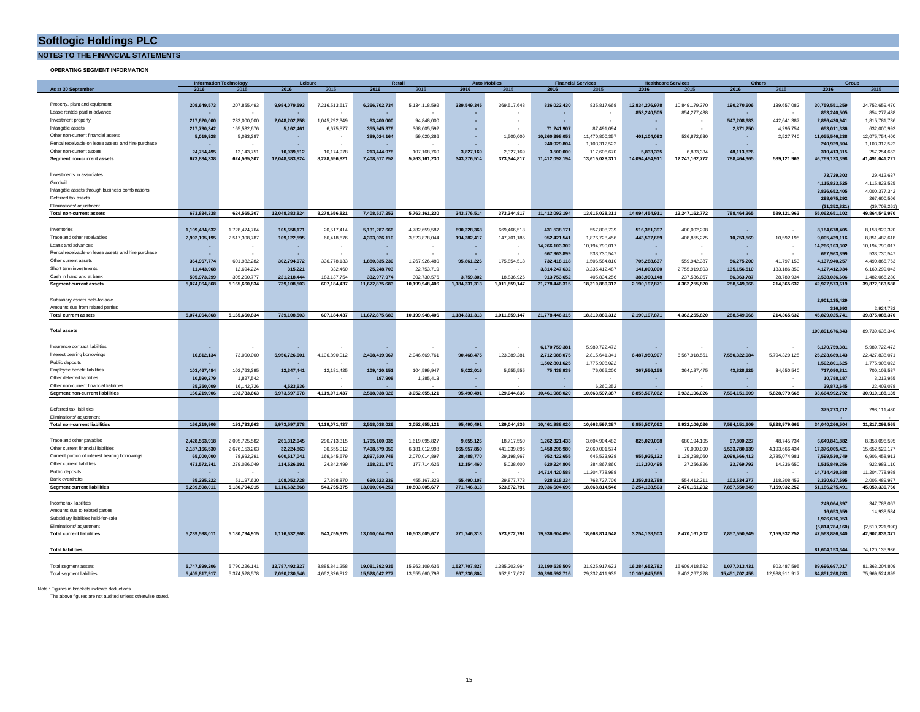# Softlogic Holdings PLC

## NOTES TO THE FINANCIAL STATEMENTS

### OPERATING SEGMENT INFORMATION

| As at 30 September | Information Technology | | Leisure | | Retail | | Auto Mobiles | | Financial Services | | Healthcare Services | | Others | | Group | |
|---|---|---|---|---|---|---|---|---|---|---|---|---|---|---|---|---|
| | 2016 | 2015 | 2016 | 2015 | 2016 | 2015 | 2016 | 2015 | 2016 | 2015 | 2016 | 2015 | 2016 | 2015 | 2016 | 2015 |
| Property, plant and equipment | 208,649,573 | 207,855,493 | 9,984,079,593 | 7,216,513,617 | 6,366,702,734 | 5,134,118,592 | 339,549,345 | 369,517,648 | 836,022,430 | 835,817,668 | 12,834,276,978 | 10,849,179,370 | 190,270,606 | 139,657,082 | 30,759,551,259 | 24,752,659,470 |
| Lease rentals paid in advance | - | - | - | - | - | - | - | - | - | - | 853,240,505 | 854,277,438 | - | - | 853,240,505 | 854,277,438 |
| Investment property | 217,620,000 | 233,000,000 | 2,048,202,258 | 1,045,292,349 | 83,400,000 | 94,848,000 | - | - | - | - | - | - | 547,208,683 | 442,641,387 | 2,896,430,941 | 1,815,781,736 |
| Intangible assets | 217,790,342 | 165,532,676 | 5,162,461 | 6,675,877 | 355,945,376 | 368,005,592 | - | - | 71,241,907 | 87,491,094 | - | - | 2,871,250 | 4,295,754 | 653,011,336 | 632,000,993 |
| Other non-current financial assets | 5,019,928 | 5,033,387 | - | - | 389,024,164 | 59,020,286 | - | 1,500,000 | 10,260,398,053 | 11,470,800,357 | 401,104,093 | 536,872,630 | - | 2,527,740 | 11,055,546,238 | 12,075,754,400 |
| Rental receivable on lease assets and hire purchase | - | - | - | - | - | - | - | - | 240,929,804 | 1,103,312,522 | - | - | - | - | 240,929,804 | 1,103,312,522 |
| Other non-current assets | 24,754,495 | 13,143,751 | 10,939,512 | 10,174,978 | 213,444,978 | 107,168,760 | 3,827,169 | 2,327,169 | 3,500,000 | 117,606,670 | 5,833,335 | 6,833,334 | 48,113,826 | - | 310,413,315 | 257,254,662 |
| **Segment non-current assets** | 673,834,338 | 624,565,307 | 12,048,383,824 | 8,278,656,821 | 7,408,517,252 | 5,763,161,230 | 343,376,514 | 373,344,817 | 11,412,092,194 | 13,615,028,311 | 14,094,454,911 | 12,247,162,772 | 788,464,365 | 589,121,963 | 46,769,123,398 | 41,491,041,221 |
| Investments in associates | | | | | | | | | | | | | | | 73,729,303 | 29,412,637 |
| Goodwill | | | | | | | | | | | | | | | 4,115,823,525 | 4,115,823,525 |
| Intangible assets through business combinations | | | | | | | | | | | | | | | 3,836,652,405 | 4,000,377,342 |
| Deferred tax assets | | | | | | | | | | | | | | | 298,675,292 | 267,600,506 |
| Eliminations/ adjustment | | | | | | | | | | | | | | | (31,352,821) | (39,708,261) |
| **Total non-current assets** | 673,834,338 | 624,565,307 | 12,048,383,824 | 8,278,656,821 | 7,408,517,252 | 5,763,161,230 | 343,376,514 | 373,344,817 | 11,412,092,194 | 13,615,028,311 | 14,094,454,911 | 12,247,162,772 | 788,464,365 | 589,121,963 | 55,062,651,102 | 49,864,546,970 |
| Inventories | 1,109,484,632 | 1,728,474,764 | 105,658,171 | 20,517,414 | 5,131,287,666 | 4,782,659,587 | 890,328,368 | 669,466,518 | 431,538,171 | 557,808,739 | 516,381,397 | 400,002,298 | - | - | 8,184,678,405 | 8,158,929,320 |
| Trade and other receivables | 2,992,195,195 | 2,517,308,787 | 109,122,595 | 66,418,676 | 4,303,026,110 | 3,823,878,044 | 194,382,417 | 147,701,185 | 952,421,541 | 1,876,728,456 | 443,537,689 | 408,855,275 | 10,753,569 | 10,592,195 | 9,005,439,116 | 8,851,482,618 |
| Loans and advances | - | - | - | - | - | - | - | - | 14,266,103,302 | 10,194,790,017 | - | - | - | - | 14,266,103,302 | 10,194,790,017 |
| Rental receivable on lease assets and hire purchase | - | - | - | - | - | - | - | - | 667,963,899 | 533,730,547 | - | - | - | - | 667,963,899 | 533,730,547 |
| Other current assets | 364,967,774 | 601,982,282 | 302,794,072 | 336,778,133 | 1,880,335,230 | 1,267,926,480 | 95,861,226 | 175,854,518 | 732,418,118 | 1,506,584,810 | 705,288,637 | 559,942,387 | 56,275,200 | 41,797,153 | 4,137,940,257 | 4,490,865,763 |
| Short term investments | 11,443,968 | 12,694,224 | 315,221 | 332,460 | 25,248,703 | 22,753,719 | - | - | 3,814,247,632 | 3,235,412,487 | 141,000,000 | 2,755,919,803 | 135,156,510 | 133,186,350 | 4,127,412,034 | 6,160,299,043 |
| Cash in hand and at bank | 595,973,299 | 305,200,777 | 221,218,444 | 183,137,754 | 332,977,974 | 302,730,576 | 3,759,302 | 18,836,926 | 913,753,652 | 405,834,256 | 383,990,148 | 237,536,057 | 86,363,787 | 28,789,934 | 2,538,036,606 | 1,482,066,280 |
| **Segment current assets** | 5,074,064,868 | 5,165,660,834 | 739,108,503 | 607,184,437 | 11,672,875,683 | 10,199,948,406 | 1,184,331,313 | 1,011,859,147 | 21,778,446,315 | 18,310,889,312 | 2,190,197,871 | 4,362,255,820 | 288,549,066 | 214,365,632 | 42,927,573,619 | 39,872,163,588 |
| Subsidiary assets held-for-sale | | | | | | | | | | | | | | | 2,901,135,429 | - |
| Amounts due from related parties | | | | | | | | | | | | | | | 316,693 | 2,924,782 |
| **Total current assets** | 5,074,064,868 | 5,165,660,834 | 739,108,503 | 607,184,437 | 11,672,875,683 | 10,199,948,406 | 1,184,331,313 | 1,011,859,147 | 21,778,446,315 | 18,310,889,312 | 2,190,197,871 | 4,362,255,820 | 288,549,066 | 214,365,632 | 45,829,025,741 | 39,875,088,370 |
| **Total assets** | | | | | | | | | | | | | | | 100,891,676,843 | 89,739,635,340 |
| Insurance contract liabilities | - | - | - | - | - | - | - | - | 6,170,759,381 | 5,989,722,472 | - | - | - | - | 6,170,759,381 | 5,989,722,472 |
| Interest bearing borrowings | 16,812,134 | 73,000,000 | 5,956,726,601 | 4,106,890,012 | 2,408,419,967 | 2,946,669,761 | 90,468,475 | 123,389,281 | 2,712,988,075 | 2,815,641,341 | 6,487,950,907 | 6,567,918,551 | 7,550,322,984 | 5,794,329,125 | 25,223,689,143 | 22,427,838,071 |
| Public deposits | - | - | - | - | - | - | - | - | 1,502,801,625 | 1,775,908,022 | - | - | - | - | 1,502,801,625 | 1,775,908,022 |
| Employee benefit liabilities | 103,467,484 | 102,763,395 | 12,347,441 | 12,181,425 | 109,420,151 | 104,599,947 | 5,022,016 | 5,655,555 | 75,438,939 | 76,065,200 | 367,556,155 | 364,187,475 | 43,828,625 | 34,650,540 | 717,080,811 | 700,103,537 |
| Other deferred liabilities | 10,590,279 | 1,827,542 | - | - | 197,908 | 1,385,413 | - | - | - | - | - | - | - | - | 10,788,187 | 3,212,955 |
| Other non-current financial liabilities | 35,350,009 | 16,142,726 | 4,523,636 | - | - | - | - | - | - | 6,260,352 | - | - | - | - | 39,873,645 | 22,403,078 |
| **Segment non-current liabilities** | 166,219,906 | 193,733,663 | 5,973,597,678 | 4,119,071,437 | 2,518,038,026 | 3,052,655,121 | 95,490,491 | 129,044,836 | 10,461,988,020 | 10,663,597,387 | 6,855,507,062 | 6,932,106,026 | 7,594,151,609 | 5,828,979,665 | 33,664,992,792 | 30,919,188,135 |
| Deferred tax liabilities | | | | | | | | | | | | | | | 375,273,712 | 298,111,430 |
| Eliminations/ adjustment | | | | | | | | | | | | | | | - | - |
| **Total non-current liabilities** | 166,219,906 | 193,733,663 | 5,973,597,678 | 4,119,071,437 | 2,518,038,026 | 3,052,655,121 | 95,490,491 | 129,044,836 | 10,461,988,020 | 10,663,597,387 | 6,855,507,062 | 6,932,106,026 | 7,594,151,609 | 5,828,979,665 | 34,040,266,504 | 31,217,299,565 |
| Trade and other payables | 2,428,563,918 | 2,095,725,582 | 261,312,045 | 290,713,315 | 1,765,160,035 | 1,619,095,827 | 9,655,126 | 18,717,550 | 1,262,321,433 | 3,604,904,482 | 825,029,098 | 680,194,105 | 97,800,227 | 48,745,734 | 6,649,841,882 | 8,358,096,595 |
| Other current financial liabilities | 2,187,166,530 | 2,676,153,263 | 32,224,863 | 30,655,012 | 7,498,579,059 | 6,181,012,998 | 665,957,850 | 441,039,896 | 1,458,296,980 | 2,060,001,574 | - | 70,000,000 | 5,533,780,139 | 4,193,666,434 | 17,376,005,421 | 15,652,529,177 |
| Current portion of interest bearing borrowings | 65,000,000 | 78,692,391 | 600,517,041 | 169,645,679 | 2,897,510,748 | 2,070,014,897 | 28,488,770 | 29,198,967 | 952,422,655 | 645,533,938 | 955,925,122 | 1,128,298,060 | 2,099,666,413 | 2,785,074,981 | 7,599,530,749 | 6,906,458,913 |
| Other current liabilities | 473,572,341 | 279,026,049 | 114,526,191 | 24,842,499 | 158,231,170 | 177,714,626 | 12,154,460 | 5,038,600 | 620,224,806 | 384,867,860 | 113,370,495 | 37,256,826 | 23,769,793 | 14,236,650 | 1,515,849,256 | 922,983,110 |
| Public deposits | - | - | - | - | - | - | - | - | 14,714,420,588 | 11,204,778,988 | - | - | - | - | 14,714,420,588 | 11,204,778,988 |
| Bank overdrafts | 85,295,222 | 51,197,630 | 108,052,728 | 27,898,870 | 690,523,239 | 455,167,329 | 55,490,107 | 29,877,778 | 928,918,234 | 768,727,706 | 1,359,813,788 | 554,412,211 | 102,534,277 | 118,208,453 | 3,330,627,595 | 2,005,489,977 |
| **Segment current liabilities** | 5,239,598,011 | 5,180,794,915 | 1,116,632,868 | 543,755,375 | 13,010,004,251 | 10,503,005,677 | 771,746,313 | 523,872,791 | 19,936,604,696 | 18,668,814,548 | 3,254,138,503 | 2,470,161,202 | 7,857,550,849 | 7,159,932,252 | 51,186,275,491 | 45,050,336,760 |
| Income tax liabilities | | | | | | | | | | | | | | | 249,064,897 | 347,783,067 |
| Amounts due to related parties | | | | | | | | | | | | | | | 16,653,659 | 14,938,534 |
| Subsidiary liabilities held-for-sale | | | | | | | | | | | | | | | 1,926,676,953 | - |
| Eliminations/ adjustment | | | | | | | | | | | | | | | (5,814,784,160) | (2,510,221,990) |
| **Total current liabilities** | 5,239,598,011 | 5,180,794,915 | 1,116,632,868 | 543,755,375 | 13,010,004,251 | 10,503,005,677 | 771,746,313 | 523,872,791 | 19,936,604,696 | 18,668,814,548 | 3,254,138,503 | 2,470,161,202 | 7,857,550,849 | 7,159,932,252 | 47,563,886,840 | 42,902,836,371 |
| **Total liabilities** | | | | | | | | | | | | | | | 81,604,153,344 | 74,120,135,936 |
| Total segment assets | 5,747,899,206 | 5,790,226,141 | 12,787,492,327 | 8,885,841,258 | 19,081,392,935 | 15,963,109,636 | 1,527,707,827 | 1,385,203,964 | 33,190,538,509 | 31,925,917,623 | 16,284,652,782 | 16,609,418,592 | 1,077,013,431 | 803,487,595 | 89,696,697,017 | 81,363,204,809 |
| Total segment liabilities | 5,405,817,917 | 5,374,528,578 | 7,090,230,546 | 4,662,826,812 | 15,528,042,277 | 13,555,660,798 | 867,236,804 | 652,917,627 | 30,398,592,716 | 29,332,411,935 | 10,109,645,565 | 9,402,267,228 | 15,451,702,458 | 12,988,911,917 | 84,851,268,283 | 75,969,524,895 |

Note : Figures in brackets indicate deductions.
The above figures are not audited unless otherwise stated.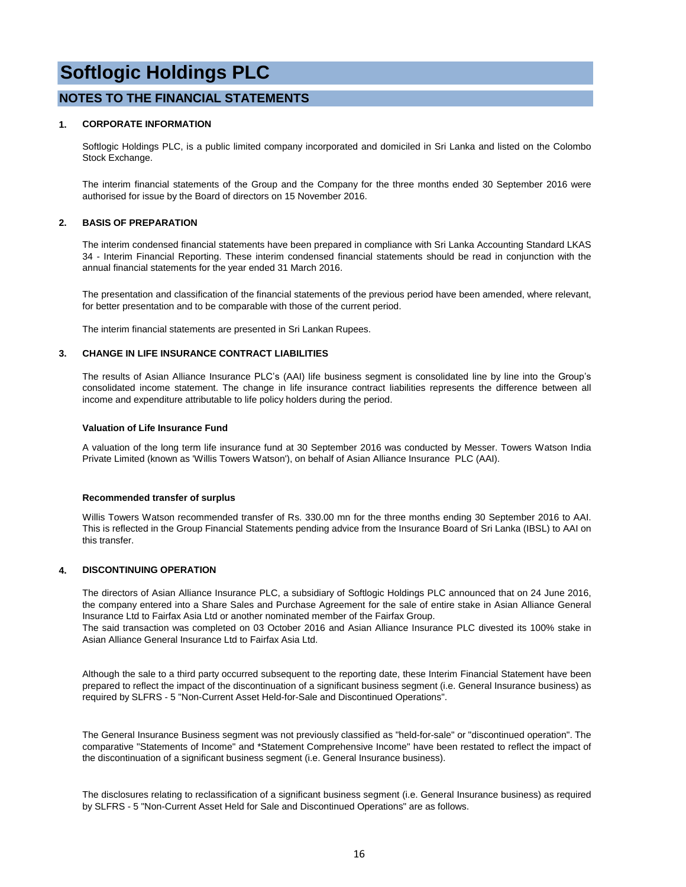# Softlogic Holdings PLC

## NOTES TO THE FINANCIAL STATEMENTS

### 1. CORPORATE INFORMATION

Softlogic Holdings PLC, is a public limited company incorporated and domiciled in Sri Lanka and listed on the Colombo Stock Exchange.

The interim financial statements of the Group and the Company for the three months ended 30 September 2016 were authorised for issue by the Board of directors on 15 November 2016.

### 2. BASIS OF PREPARATION

The interim condensed financial statements have been prepared in compliance with Sri Lanka Accounting Standard LKAS 34 - Interim Financial Reporting. These interim condensed financial statements should be read in conjunction with the annual financial statements for the year ended 31 March 2016.

The presentation and classification of the financial statements of the previous period have been amended, where relevant, for better presentation and to be comparable with those of the current period.

The interim financial statements are presented in Sri Lankan Rupees.

### 3. CHANGE IN LIFE INSURANCE CONTRACT LIABILITIES

The results of Asian Alliance Insurance PLC's (AAI) life business segment is consolidated line by line into the Group's consolidated income statement. The change in life insurance contract liabilities represents the difference between all income and expenditure attributable to life policy holders during the period.

**Valuation of Life Insurance Fund**

A valuation of the long term life insurance fund at 30 September 2016 was conducted by Messer. Towers Watson India Private Limited (known as 'Willis Towers Watson'), on behalf of Asian Alliance Insurance PLC (AAI).

**Recommended transfer of surplus**

Willis Towers Watson recommended transfer of Rs. 330.00 mn for the three months ending 30 September 2016 to AAI. This is reflected in the Group Financial Statements pending advice from the Insurance Board of Sri Lanka (IBSL) to AAI on this transfer.

### 4. DISCONTINUING OPERATION

The directors of Asian Alliance Insurance PLC, a subsidiary of Softlogic Holdings PLC announced that on 24 June 2016, the company entered into a Share Sales and Purchase Agreement for the sale of entire stake in Asian Alliance General Insurance Ltd to Fairfax Asia Ltd or another nominated member of the Fairfax Group.
The said transaction was completed on 03 October 2016 and Asian Alliance Insurance PLC divested its 100% stake in Asian Alliance General Insurance Ltd to Fairfax Asia Ltd.

Although the sale to a third party occurred subsequent to the reporting date, these Interim Financial Statement have been prepared to reflect the impact of the discontinuation of a significant business segment (i.e. General Insurance business) as required by SLFRS - 5 "Non-Current Asset Held-for-Sale and Discontinued Operations".

The General Insurance Business segment was not previously classified as "held-for-sale" or "discontinued operation". The comparative "Statements of Income" and *Statement Comprehensive Income" have been restated to reflect the impact of the discontinuation of a significant business segment (i.e. General Insurance business).

The disclosures relating to reclassification of a significant business segment (i.e. General Insurance business) as required by SLFRS - 5 "Non-Current Asset Held for Sale and Discontinued Operations" are as follows.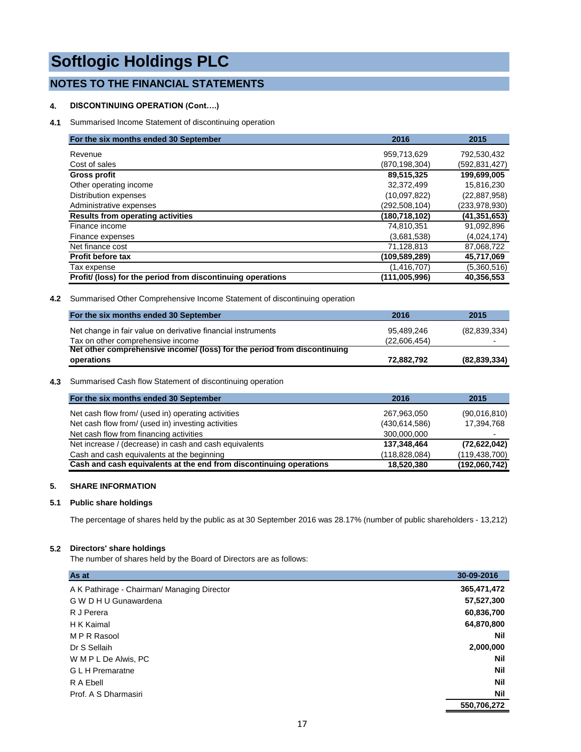# Softlogic Holdings PLC

## NOTES TO THE FINANCIAL STATEMENTS

### 4. DISCONTINUING OPERATION (Cont….)

**4.1** Summarised Income Statement of discontinuing operation

| For the six months ended 30 September | 2016 | 2015 |
|---|---|---|
| Revenue | 959,713,629 | 792,530,432 |
| Cost of sales | (870,198,304) | (592,831,427) |
| **Gross profit** | **89,515,325** | **199,699,005** |
| Other operating income | 32,372,499 | 15,816,230 |
| Distribution expenses | (10,097,822) | (22,887,958) |
| Administrative expenses | (292,508,104) | (233,978,930) |
| **Results from operating activities** | **(180,718,102)** | **(41,351,653)** |
| Finance income | 74,810,351 | 91,092,896 |
| Finance expenses | (3,681,538) | (4,024,174) |
| Net finance cost | 71,128,813 | 87,068,722 |
| **Profit before tax** | **(109,589,289)** | **45,717,069** |
| Tax expense | (1,416,707) | (5,360,516) |
| **Profit/ (loss) for the period from discontinuing operations** | **(111,005,996)** | **40,356,553** |

**4.2** Summarised Other Comprehensive Income Statement of discontinuing operation

| For the six months ended 30 September | 2016 | 2015 |
|---|---|---|
| Net change in fair value on derivative financial instruments | 95,489,246 | (82,839,334) |
| Tax on other comprehensive income | (22,606,454) | - |
| **Net other comprehensive income/ (loss) for the period from discontinuing operations** | **72,882,792** | **(82,839,334)** |

**4.3** Summarised Cash flow Statement of discontinuing operation

| For the six months ended 30 September | 2016 | 2015 |
|---|---|---|
| Net cash flow from/ (used in) operating activities | 267,963,050 | (90,016,810) |
| Net cash flow from/ (used in) investing activities | (430,614,586) | 17,394,768 |
| Net cash flow from financing activities | 300,000,000 | - |
| Net increase / (decrease) in cash and cash equivalents | **137,348,464** | **(72,622,042)** |
| Cash and cash equivalents at the beginning | (118,828,084) | (119,438,700) |
| **Cash and cash equivalents at the end from discontinuing operations** | **18,520,380** | **(192,060,742)** |

### 5. SHARE INFORMATION

**5.1 Public share holdings**

The percentage of shares held by the public as at 30 September 2016 was 28.17% (number of public shareholders - 13,212)

**5.2 Directors' share holdings**

The number of shares held by the Board of Directors are as follows:

| As at | 30-09-2016 |
|---|---|
| A K Pathirage - Chairman/ Managing Director | **365,471,472** |
| G W D H U Gunawardena | **57,527,300** |
| R J Perera | **60,836,700** |
| H K Kaimal | **64,870,800** |
| M P R Rasool | **Nil** |
| Dr S Sellaih | **2,000,000** |
| W M P L De Alwis, PC | **Nil** |
| G L H Premaratne | **Nil** |
| R A Ebell | **Nil** |
| Prof. A S Dharmasiri | **Nil** |
| | **550,706,272** |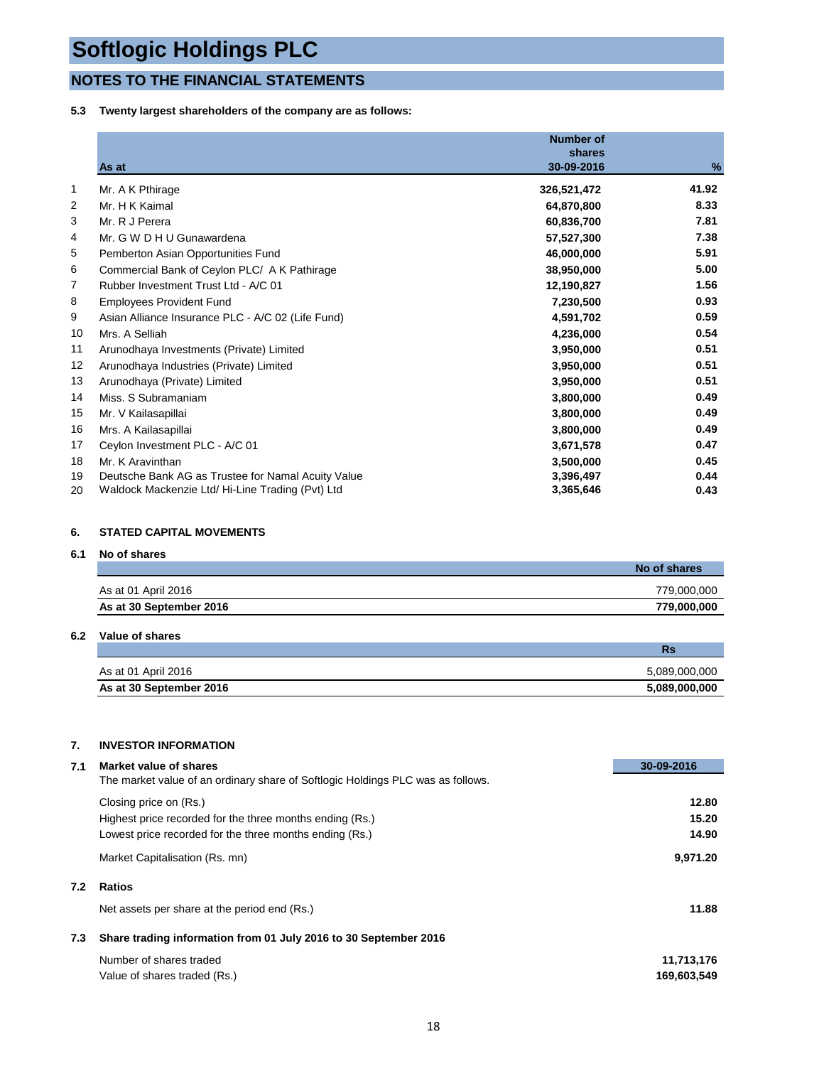# Softlogic Holdings PLC

## NOTES TO THE FINANCIAL STATEMENTS

**5.3 Twenty largest shareholders of the company are as follows:**

| | As at | Number of shares 30-09-2016 | % |
|---|---|---|---|
| 1 | Mr. A K Pthirage | **326,521,472** | **41.92** |
| 2 | Mr. H K Kaimal | **64,870,800** | **8.33** |
| 3 | Mr. R J Perera | **60,836,700** | **7.81** |
| 4 | Mr. G W D H U Gunawardena | **57,527,300** | **7.38** |
| 5 | Pemberton Asian Opportunities Fund | **46,000,000** | **5.91** |
| 6 | Commercial Bank of Ceylon PLC/ A K Pathirage | **38,950,000** | **5.00** |
| 7 | Rubber Investment Trust Ltd - A/C 01 | **12,190,827** | **1.56** |
| 8 | Employees Provident Fund | **7,230,500** | **0.93** |
| 9 | Asian Alliance Insurance PLC - A/C 02 (Life Fund) | **4,591,702** | **0.59** |
| 10 | Mrs. A Selliah | **4,236,000** | **0.54** |
| 11 | Arunodhaya Investments (Private) Limited | **3,950,000** | **0.51** |
| 12 | Arunodhaya Industries (Private) Limited | **3,950,000** | **0.51** |
| 13 | Arunodhaya (Private) Limited | **3,950,000** | **0.51** |
| 14 | Miss. S Subramaniam | **3,800,000** | **0.49** |
| 15 | Mr. V Kailasapillai | **3,800,000** | **0.49** |
| 16 | Mrs. A Kailasapillai | **3,800,000** | **0.49** |
| 17 | Ceylon Investment PLC - A/C 01 | **3,671,578** | **0.47** |
| 18 | Mr. K Aravinthan | **3,500,000** | **0.45** |
| 19 | Deutsche Bank AG as Trustee for Namal Acuity Value | **3,396,497** | **0.44** |
| 20 | Waldock Mackenzie Ltd/ Hi-Line Trading (Pvt) Ltd | **3,365,646** | **0.43** |

### 6. STATED CAPITAL MOVEMENTS

**6.1 No of shares**

| | No of shares |
|---|---|
| As at 01 April 2016 | 779,000,000 |
| **As at 30 September 2016** | **779,000,000** |

**6.2 Value of shares**

| | Rs |
|---|---|
| As at 01 April 2016 | 5,089,000,000 |
| **As at 30 September 2016** | **5,089,000,000** |

### 7. INVESTOR INFORMATION

**7.1 Market value of shares**

The market value of an ordinary share of Softlogic Holdings PLC was as follows.

| | 30-09-2016 |
|---|---|
| Closing price on (Rs.) | **12.80** |
| Highest price recorded for the three months ending (Rs.) | **15.20** |
| Lowest price recorded for the three months ending (Rs.) | **14.90** |
| Market Capitalisation (Rs. mn) | **9,971.20** |

**7.2 Ratios**

| | |
|---|---|
| Net assets per share at the period end (Rs.) | **11.88** |

**7.3 Share trading information from 01 July 2016 to 30 September 2016**

| | |
|---|---|
| Number of shares traded | **11,713,176** |
| Value of shares traded (Rs.) | **169,603,549** |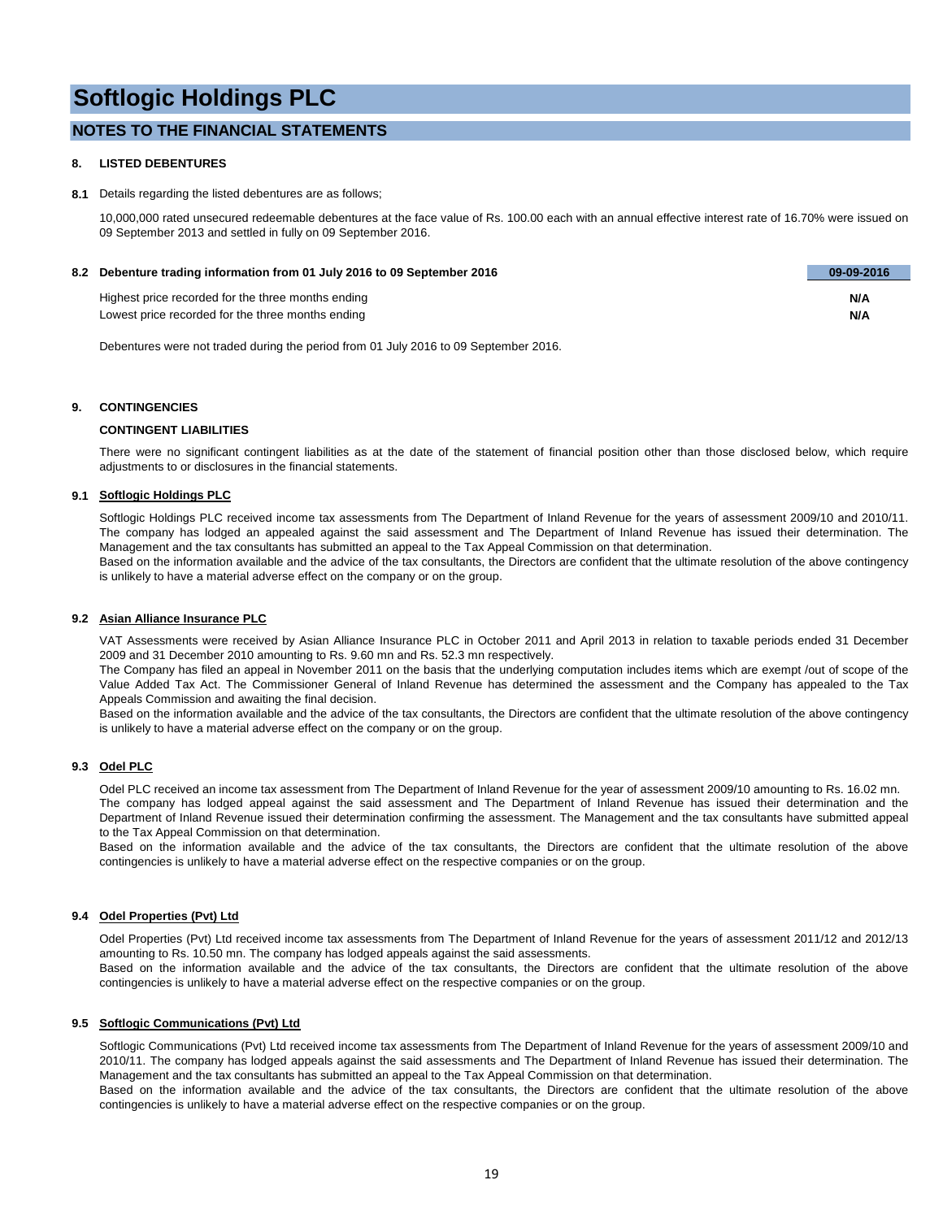# Softlogic Holdings PLC

## NOTES TO THE FINANCIAL STATEMENTS

### 8. LISTED DEBENTURES

**8.1** Details regarding the listed debentures are as follows;

10,000,000 rated unsecured redeemable debentures at the face value of Rs. 100.00 each with an annual effective interest rate of 16.70% were issued on 09 September 2013 and settled in fully on 09 September 2016.

| **8.2 Debenture trading information from 01 July 2016 to 09 September 2016** | **09-09-2016** |
|---|---|
| Highest price recorded for the three months ending | **N/A** |
| Lowest price recorded for the three months ending | **N/A** |

Debentures were not traded during the period from 01 July 2016 to 09 September 2016.

### 9. CONTINGENCIES

**CONTINGENT LIABILITIES**

There were no significant contingent liabilities as at the date of the statement of financial position other than those disclosed below, which require adjustments to or disclosures in the financial statements.

**9.1 Softlogic Holdings PLC**

Softlogic Holdings PLC received income tax assessments from The Department of Inland Revenue for the years of assessment 2009/10 and 2010/11. The company has lodged an appealed against the said assessment and The Department of Inland Revenue has issued their determination. The Management and the tax consultants has submitted an appeal to the Tax Appeal Commission on that determination.
Based on the information available and the advice of the tax consultants, the Directors are confident that the ultimate resolution of the above contingency is unlikely to have a material adverse effect on the company or on the group.

**9.2 Asian Alliance Insurance PLC**

VAT Assessments were received by Asian Alliance Insurance PLC in October 2011 and April 2013 in relation to taxable periods ended 31 December 2009 and 31 December 2010 amounting to Rs. 9.60 mn and Rs. 52.3 mn respectively.
The Company has filed an appeal in November 2011 on the basis that the underlying computation includes items which are exempt /out of scope of the Value Added Tax Act. The Commissioner General of Inland Revenue has determined the assessment and the Company has appealed to the Tax Appeals Commission and awaiting the final decision.
Based on the information available and the advice of the tax consultants, the Directors are confident that the ultimate resolution of the above contingency is unlikely to have a material adverse effect on the company or on the group.

**9.3 Odel PLC**

Odel PLC received an income tax assessment from The Department of Inland Revenue for the year of assessment 2009/10 amounting to Rs. 16.02 mn.
The company has lodged appeal against the said assessment and The Department of Inland Revenue has issued their determination and the Department of Inland Revenue issued their determination confirming the assessment. The Management and the tax consultants have submitted appeal to the Tax Appeal Commission on that determination.
Based on the information available and the advice of the tax consultants, the Directors are confident that the ultimate resolution of the above contingencies is unlikely to have a material adverse effect on the respective companies or on the group.

**9.4 Odel Properties (Pvt) Ltd**

Odel Properties (Pvt) Ltd received income tax assessments from The Department of Inland Revenue for the years of assessment 2011/12 and 2012/13 amounting to Rs. 10.50 mn. The company has lodged appeals against the said assessments.
Based on the information available and the advice of the tax consultants, the Directors are confident that the ultimate resolution of the above contingencies is unlikely to have a material adverse effect on the respective companies or on the group.

**9.5 Softlogic Communications (Pvt) Ltd**

Softlogic Communications (Pvt) Ltd received income tax assessments from The Department of Inland Revenue for the years of assessment 2009/10 and 2010/11. The company has lodged appeals against the said assessments and The Department of Inland Revenue has issued their determination. The Management and the tax consultants has submitted an appeal to the Tax Appeal Commission on that determination.
Based on the information available and the advice of the tax consultants, the Directors are confident that the ultimate resolution of the above contingencies is unlikely to have a material adverse effect on the respective companies or on the group.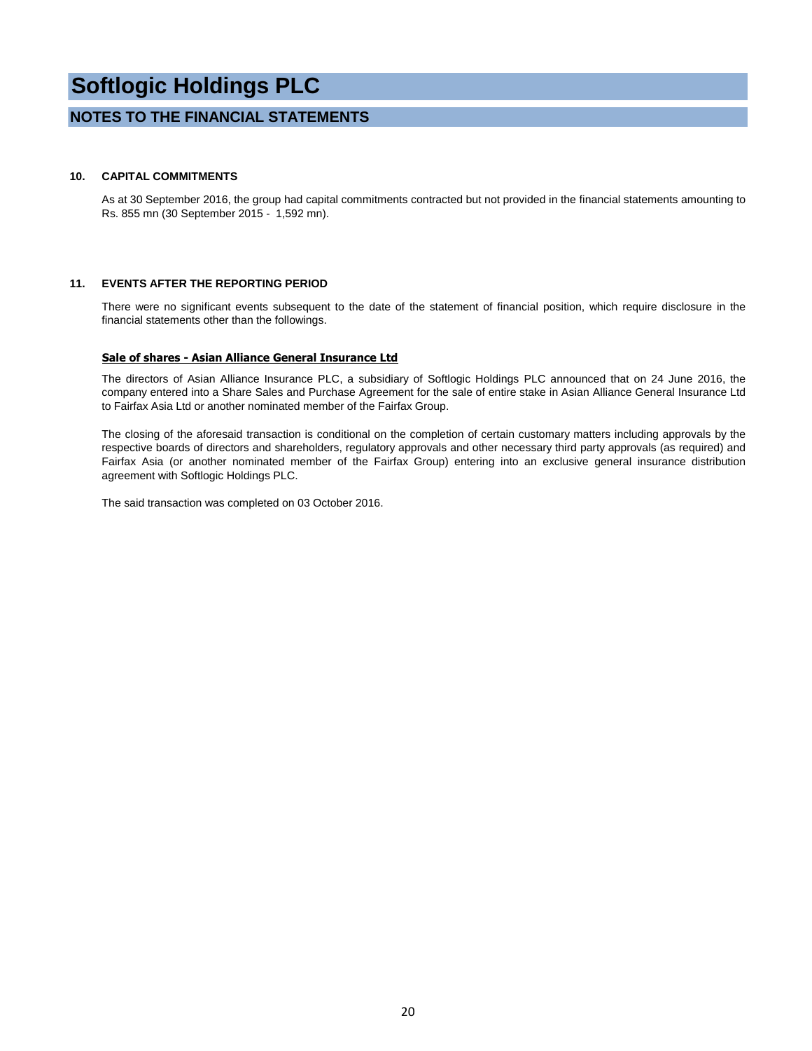# Softlogic Holdings PLC

## NOTES TO THE FINANCIAL STATEMENTS

### 10. CAPITAL COMMITMENTS

As at 30 September 2016, the group had capital commitments contracted but not provided in the financial statements amounting to Rs. 855 mn (30 September 2015 - 1,592 mn).

### 11. EVENTS AFTER THE REPORTING PERIOD

There were no significant events subsequent to the date of the statement of financial position, which require disclosure in the financial statements other than the followings.

**Sale of shares - Asian Alliance General Insurance Ltd**

The directors of Asian Alliance Insurance PLC, a subsidiary of Softlogic Holdings PLC announced that on 24 June 2016, the company entered into a Share Sales and Purchase Agreement for the sale of entire stake in Asian Alliance General Insurance Ltd to Fairfax Asia Ltd or another nominated member of the Fairfax Group.

The closing of the aforesaid transaction is conditional on the completion of certain customary matters including approvals by the respective boards of directors and shareholders, regulatory approvals and other necessary third party approvals (as required) and Fairfax Asia (or another nominated member of the Fairfax Group) entering into an exclusive general insurance distribution agreement with Softlogic Holdings PLC.

The said transaction was completed on 03 October 2016.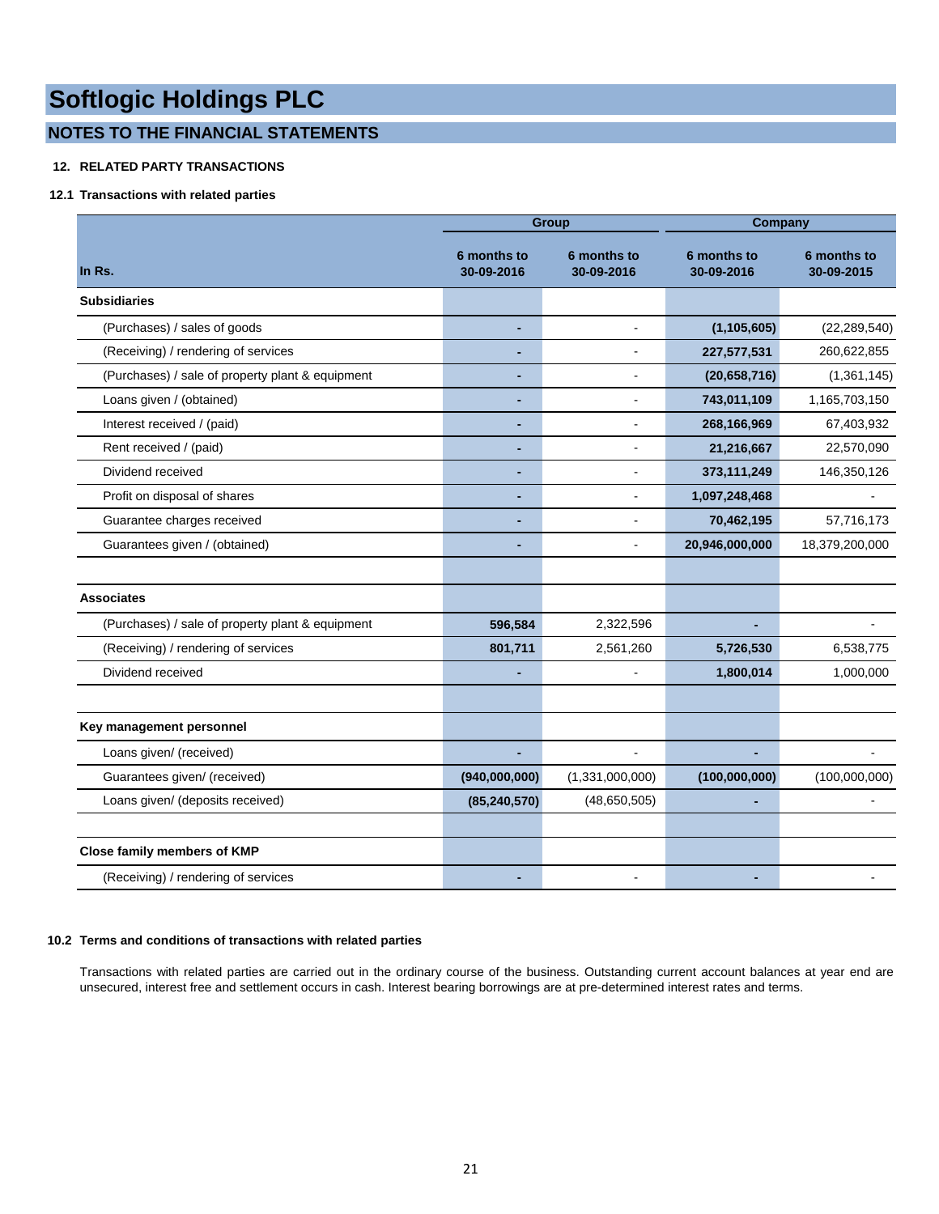# Softlogic Holdings PLC

## NOTES TO THE FINANCIAL STATEMENTS

### 12. RELATED PARTY TRANSACTIONS

#### 12.1 Transactions with related parties

| In Rs. | Group | | Company | |
|---|---|---|---|---|
| | 6 months to 30-09-2016 | 6 months to 30-09-2016 | 6 months to 30-09-2016 | 6 months to 30-09-2015 |
| **Subsidiaries** | | | | |
| (Purchases) / sales of goods | **-** | - | **(1,105,605)** | (22,289,540) |
| (Receiving) / rendering of services | **-** | - | **227,577,531** | 260,622,855 |
| (Purchases) / sale of property plant & equipment | **-** | - | **(20,658,716)** | (1,361,145) |
| Loans given / (obtained) | **-** | - | **743,011,109** | 1,165,703,150 |
| Interest received / (paid) | **-** | - | **268,166,969** | 67,403,932 |
| Rent received / (paid) | **-** | - | **21,216,667** | 22,570,090 |
| Dividend received | **-** | - | **373,111,249** | 146,350,126 |
| Profit on disposal of shares | **-** | - | **1,097,248,468** | - |
| Guarantee charges received | **-** | - | **70,462,195** | 57,716,173 |
| Guarantees given / (obtained) | **-** | - | **20,946,000,000** | 18,379,200,000 |
| | | | | |
| **Associates** | | | | |
| (Purchases) / sale of property plant & equipment | **596,584** | 2,322,596 | **-** | - |
| (Receiving) / rendering of services | **801,711** | 2,561,260 | **5,726,530** | 6,538,775 |
| Dividend received | **-** | - | **1,800,014** | 1,000,000 |
| | | | | |
| **Key management personnel** | | | | |
| Loans given/ (received) | **-** | - | **-** | - |
| Guarantees given/ (received) | **(940,000,000)** | (1,331,000,000) | **(100,000,000)** | (100,000,000) |
| Loans given/ (deposits received) | **(85,240,570)** | (48,650,505) | **-** | - |
| | | | | |
| **Close family members of KMP** | | | | |
| (Receiving) / rendering of services | **-** | - | **-** | - |

#### 10.2 Terms and conditions of transactions with related parties

Transactions with related parties are carried out in the ordinary course of the business. Outstanding current account balances at year end are unsecured, interest free and settlement occurs in cash. Interest bearing borrowings are at pre-determined interest rates and terms.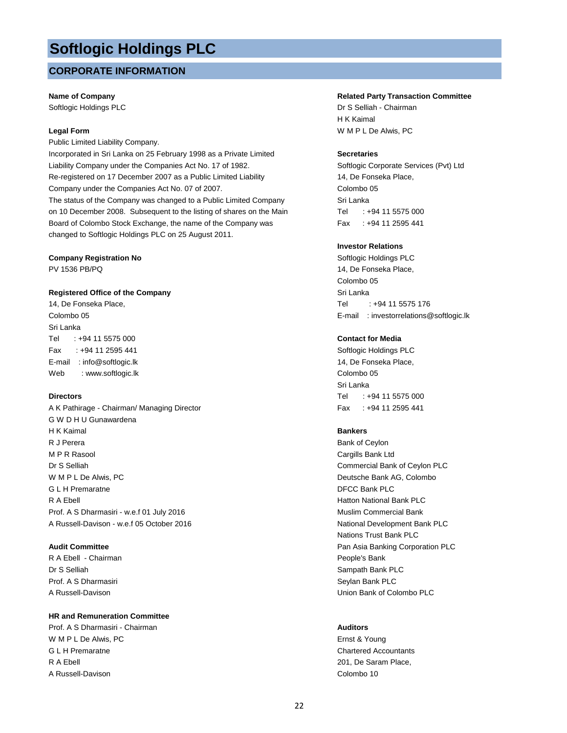# Softlogic Holdings PLC

## CORPORATE INFORMATION

**Name of Company**

Softlogic Holdings PLC

**Legal Form**

Public Limited Liability Company.
Incorporated in Sri Lanka on 25 February 1998 as a Private Limited Liability Company under the Companies Act No. 17 of 1982.
Re-registered on 17 December 2007 as a Public Limited Liability Company under the Companies Act No. 07 of 2007.
The status of the Company was changed to a Public Limited Company on 10 December 2008. Subsequent to the listing of shares on the Main Board of Colombo Stock Exchange, the name of the Company was changed to Softlogic Holdings PLC on 25 August 2011.

**Company Registration No**

PV 1536 PB/PQ

**Registered Office of the Company**

14, De Fonseka Place,
Colombo 05
Sri Lanka
Tel : +94 11 5575 000
Fax : +94 11 2595 441
E-mail : info@softlogic.lk
Web : www.softlogic.lk

**Directors**

A K Pathirage - Chairman/ Managing Director
G W D H U Gunawardena
H K Kaimal
R J Perera
M P R Rasool
Dr S Selliah
W M P L De Alwis, PC
G L H Premaratne
R A Ebell
Prof. A S Dharmasiri - w.e.f 01 July 2016
A Russell-Davison - w.e.f 05 October 2016

**Audit Committee**

R A Ebell - Chairman
Dr S Selliah
Prof. A S Dharmasiri
A Russell-Davison

**HR and Remuneration Committee**

Prof. A S Dharmasiri - Chairman
W M P L De Alwis, PC
G L H Premaratne
R A Ebell
A Russell-Davison

**Related Party Transaction Committee**

Dr S Selliah - Chairman
H K Kaimal
W M P L De Alwis, PC

**Secretaries**

Softlogic Corporate Services (Pvt) Ltd
14, De Fonseka Place,
Colombo 05
Sri Lanka
Tel : +94 11 5575 000
Fax : +94 11 2595 441

**Investor Relations**

Softlogic Holdings PLC
14, De Fonseka Place,
Colombo 05
Sri Lanka
Tel : +94 11 5575 176
E-mail : investorrelations@softlogic.lk

**Contact for Media**

Softlogic Holdings PLC
14, De Fonseka Place,
Colombo 05
Sri Lanka
Tel : +94 11 5575 000
Fax : +94 11 2595 441

**Bankers**

Bank of Ceylon
Cargills Bank Ltd
Commercial Bank of Ceylon PLC
Deutsche Bank AG, Colombo
DFCC Bank PLC
Hatton National Bank PLC
Muslim Commercial Bank
National Development Bank PLC
Nations Trust Bank PLC
Pan Asia Banking Corporation PLC
People's Bank
Sampath Bank PLC
Seylan Bank PLC
Union Bank of Colombo PLC

**Auditors**

Ernst & Young
Chartered Accountants
201, De Saram Place,
Colombo 10